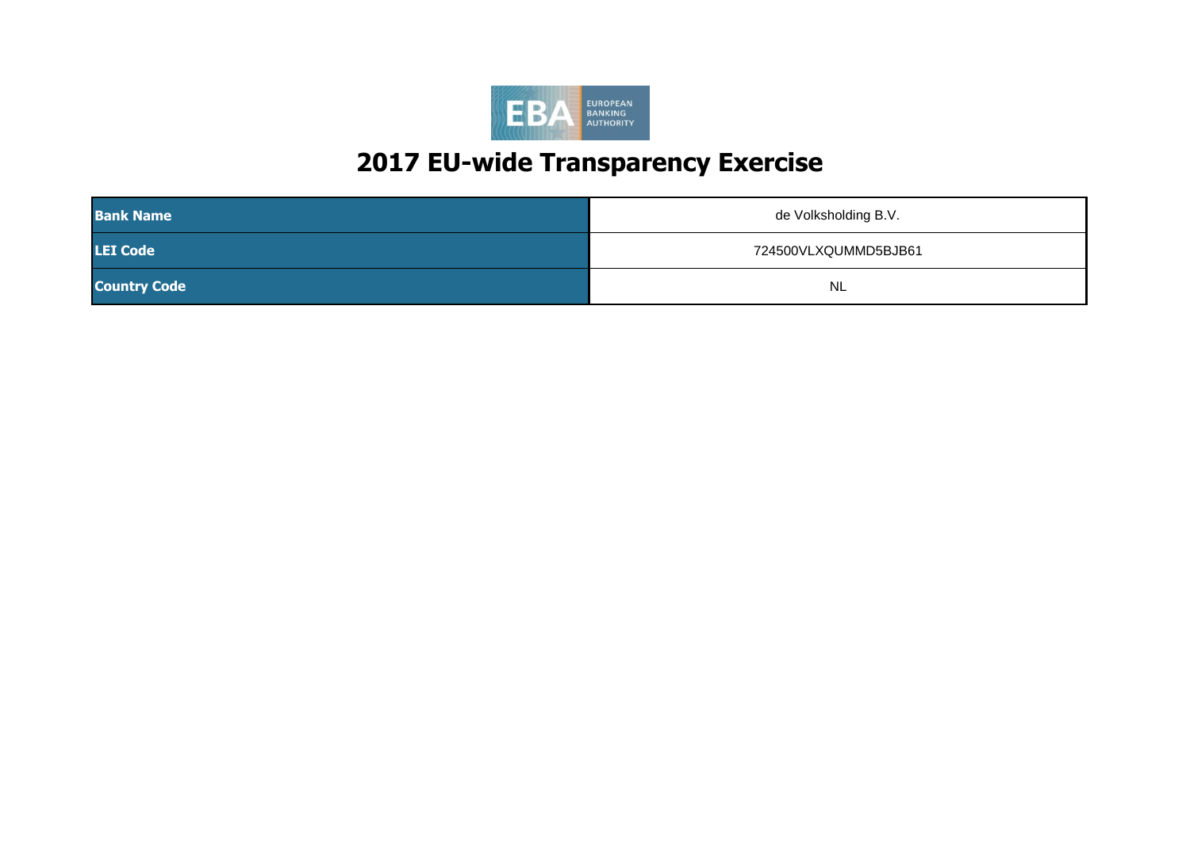# 2017 EU-wide Transparency Exercise

| | |
|---|---|
| **Bank Name** | de Volksholding B.V. |
| **LEI Code** | 724500VLXQUMMD5BJB61 |
| **Country Code** | NL |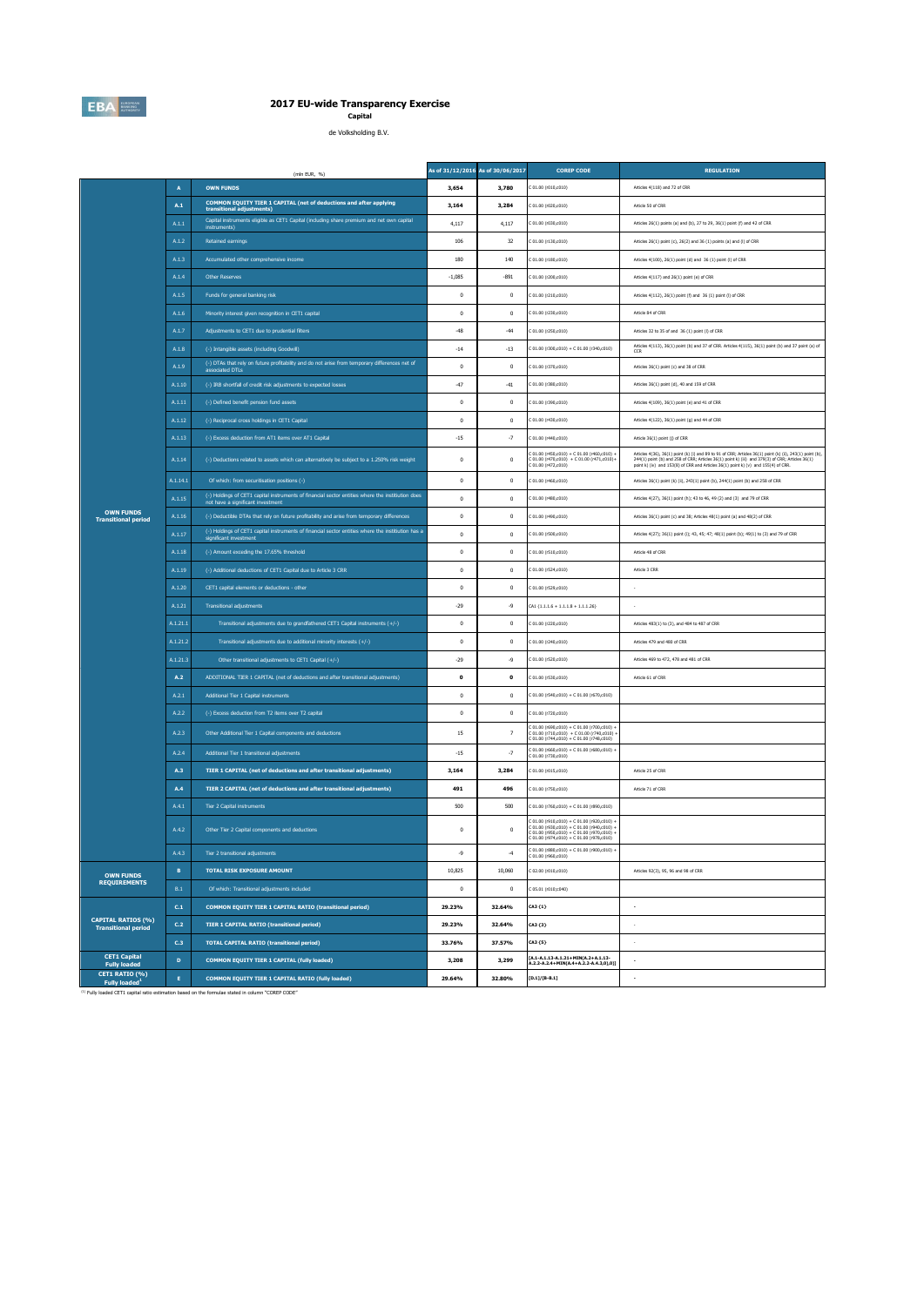# 2017 EU-wide Transparency Exercise

**Capital**

de Volksholding B.V.

| | | (mln EUR, %) | As of 31/12/2016 | As of 30/06/2017 | COREP CODE | REGULATION |
|---|---|---|---|---|---|---|
| OWN FUNDS Transitional period | A | **OWN FUNDS** | **3,654** | **3,780** | C 01.00 (r010,c010) | Articles 4(118) and 72 of CRR |
| | A.1 | **COMMON EQUITY TIER 1 CAPITAL (net of deductions and after applying transitional adjustments)** | **3,164** | **3,284** | C 01.00 (r020,c010) | Article 50 of CRR |
| | A.1.1 | Capital instruments eligible as CET1 Capital (including share premium and net own capital instruments) | 4,117 | 4,117 | C 01.00 (r030,c010) | Articles 26(1) points (a) and (b), 27 to 29, 36(1) point (f) and 42 of CRR |
| | A.1.2 | Retained earnings | 106 | 32 | C 01.00 (r130,c010) | Articles 26(1) point (c), 26(2) and 36 (1) points (a) and (l) of CRR |
| | A.1.3 | Accumulated other comprehensive income | 180 | 140 | C 01.00 (r180,c010) | Articles 4(100), 26(1) point (d) and 36 (1) point (l) of CRR |
| | A.1.4 | Other Reserves | -1,085 | -891 | C 01.00 (r200,c010) | Articles 4(117) and 26(1) point (e) of CRR |
| | A.1.5 | Funds for general banking risk | 0 | 0 | C 01.00 (r210,c010) | Articles 4(112), 26(1) point (f) and 36 (1) point (l) of CRR |
| | A.1.6 | Minority interest given recognition in CET1 capital | 0 | 0 | C 01.00 (r230,c010) | Article 84 of CRR |
| | A.1.7 | Adjustments to CET1 due to prudential filters | -48 | -44 | C 01.00 (r250,c010) | Articles 32 to 35 of and 36 (1) point (l) of CRR |
| | A.1.8 | (-) Intangible assets (including Goodwill) | -14 | -13 | C 01.00 (r300,c010) + C 01.00 (r340,c010) | Articles 4(113), 36(1) point (b) and 37 of CRR. Articles 4(115), 36(1) point (b) and 37 point (a) of CCR |
| | A.1.9 | (-) DTAs that rely on future profitability and do not arise from temporary differences net of associated DTLs | 0 | 0 | C 01.00 (r370,c010) | Articles 36(1) point (c) and 38 of CRR |
| | A.1.10 | (-) IRB shortfall of credit risk adjustments to expected losses | -47 | -41 | C 01.00 (r380,c010) | Articles 36(1) point (d), 40 and 159 of CRR |
| | A.1.11 | (-) Defined benefit pension fund assets | 0 | 0 | C 01.00 (r390,c010) | Articles 4(109), 36(1) point (e) and 41 of CRR |
| | A.1.12 | (-) Reciprocal cross holdings in CET1 Capital | 0 | 0 | C 01.00 (r430,c010) | Articles 4(122), 36(1) point (g) and 44 of CRR |
| | A.1.13 | (-) Excess deduction from AT1 items over AT1 Capital | -15 | -7 | C 01.00 (r440,c010) | Article 36(1) point (j) of CRR |
| | A.1.14 | (-) Deductions related to assets which can alternatively be subject to a 1.250% risk weight | 0 | 0 | C 01.00 (r450,c010) + C 01.00 (r460,c010) + C 01.00 (r470,c010) + C 01.00 (r471,c010)+ C 01.00 (r472,c010) | Articles 4(36), 36(1) point (k) (i) and 89 to 91 of CRR; Articles 36(1) point (k) (ii), 243(1) point (b), 244(1) point (b) and 258 of CRR; Articles 36(1) point k) (iii) and 379(3) of CRR; Articles 36(1) point k) (iv) and 153(8) of CRR and Articles 36(1) point k) (v) and 155(4) of CRR. |
| | A.1.14.1 | Of which: from securitisation positions (-) | 0 | 0 | C 01.00 (r460,c010) | Articles 36(1) point (k) (ii), 243(1) point (b), 244(1) point (b) and 258 of CRR |
| | A.1.15 | (-) Holdings of CET1 capital instruments of financial sector entities where the institution does not have a significant investment | 0 | 0 | C 01.00 (r480,c010) | Articles 4(27), 36(1) point (h); 43 to 46, 49 (2) and (3) and 79 of CRR |
| | A.1.16 | (-) Deductible DTAs that rely on future profitability and arise from temporary differences | 0 | 0 | C 01.00 (r490,c010) | Articles 36(1) point (c) and 38; Articles 48(1) point (a) and 48(2) of CRR |
| | A.1.17 | (-) Holdings of CET1 capital instruments of financial sector entities where the institution has a significant investment | 0 | 0 | C 01.00 (r500,c010) | Articles 4(27); 36(1) point (i); 43, 45; 47; 48(1) point (b); 49(1) to (3) and 79 of CRR |
| | A.1.18 | (-) Amount exceding the 17.65% threshold | 0 | 0 | C 01.00 (r510,c010) | Article 48 of CRR |
| | A.1.19 | (-) Additional deductions of CET1 Capital due to Article 3 CRR | 0 | 0 | C 01.00 (r524,c010) | Article 3 CRR |
| | A.1.20 | CET1 capital elements or deductions - other | 0 | 0 | C 01.00 (r529,c010) | - |
| | A.1.21 | Transitional adjustments | -29 | -9 | CA1 {1.1.1.6 + 1.1.1.8 + 1.1.1.26} | - |
| | A.1.21.1 | Transitional adjustments due to grandfathered CET1 Capital instruments (+/-) | 0 | 0 | C 01.00 (r220,c010) | Articles 483(1) to (3), and 484 to 487 of CRR |
| | A.1.21.2 | Transitional adjustments due to additional minority interests (+/-) | 0 | 0 | C 01.00 (r240,c010) | Articles 479 and 480 of CRR |
| | A.1.21.3 | Other transitional adjustments to CET1 Capital (+/-) | -29 | -9 | C 01.00 (r520,c010) | Articles 469 to 472, 478 and 481 of CRR |
| | A.2 | ADDITIONAL TIER 1 CAPITAL (net of deductions and after transitional adjustments) | **0** | **0** | C 01.00 (r530,c010) | Article 61 of CRR |
| | A.2.1 | Additional Tier 1 Capital instruments | 0 | 0 | C 01.00 (r540,c010) + C 01.00 (r670,c010) | |
| | A.2.2 | (-) Excess deduction from T2 items over T2 capital | 0 | 0 | C 01.00 (r720,c010) | |
| | A.2.3 | Other Additional Tier 1 Capital components and deductions | 15 | 7 | C 01.00 (r690,c010) + C 01.00 (r700,c010) + C 01.00 (r710,c010) + C 01.00 (r740,c010) + C 01.00 (r744,c010) + C 01.00 (r748,c010) | |
| | A.2.4 | Additional Tier 1 transitional adjustments | -15 | -7 | C 01.00 (r660,c010) + C 01.00 (r680,c010) + C 01.00 (r730,c010) | |
| | A.3 | **TIER 1 CAPITAL (net of deductions and after transitional adjustments)** | **3,164** | **3,284** | C 01.00 (r015,c010) | Article 25 of CRR |
| | A.4 | **TIER 2 CAPITAL (net of deductions and after transitional adjustments)** | **491** | **496** | C 01.00 (r750,c010) | Article 71 of CRR |
| | A.4.1 | Tier 2 Capital instruments | 500 | 500 | C 01.00 (r760,c010) + C 01.00 (r890,c010) | |
| | A.4.2 | Other Tier 2 Capital components and deductions | 0 | 0 | C 01.00 (r910,c010) + C 01.00 (r920,c010) + C 01.00 (r930,c010) + C 01.00 (r940,c010) + C 01.00 (r950,c010) + C 01.00 (r970,c010) + C 01.00 (r974,c010) + C 01.00 (r978,c010) | |
| | A.4.3 | Tier 2 transitional adjustments | -9 | -4 | C 01.00 (r880,c010) + C 01.00 (r900,c010) + C 01.00 (r960,c010) | |
| OWN FUNDS REQUIREMENTS | B | **TOTAL RISK EXPOSURE AMOUNT** | 10,825 | 10,060 | C 02.00 (r010,c010) | Articles 92(3), 95, 96 and 98 of CRR |
| | B.1 | Of which: Transitional adjustments included | 0 | 0 | C 05.01 (r010;c040) | |
| CAPITAL RATIOS (%) Transitional period | C.1 | **COMMON EQUITY TIER 1 CAPITAL RATIO (transitional period)** | **29.23%** | **32.64%** | **CA3 {1}** | - |
| | C.2 | **TIER 1 CAPITAL RATIO (transitional period)** | **29.23%** | **32.64%** | CA3 {3} | - |
| | C.3 | **TOTAL CAPITAL RATIO (transitional period)** | **33.76%** | **37.57%** | CA3 {5} | - |
| CET1 Capital Fully loaded | D | **COMMON EQUITY TIER 1 CAPITAL (fully loaded)** | **3,208** | **3,299** | **[A.1-A.1.13-A.1.21+MIN(A.2+A.1.13-A.2.2-A.2.4+MIN(A.4+A.2.2-A.4.3,0),0)]** | - |
| CET1 RATIO (%) Fully loaded[1] | E | **COMMON EQUITY TIER 1 CAPITAL RATIO (fully loaded)** | **29.64%** | **32.80%** | **[D.1]/[B-B.1]** | - |

[1] Fully loaded CET1 capital ratio estimation based on the formulae stated in column "COREP CODE"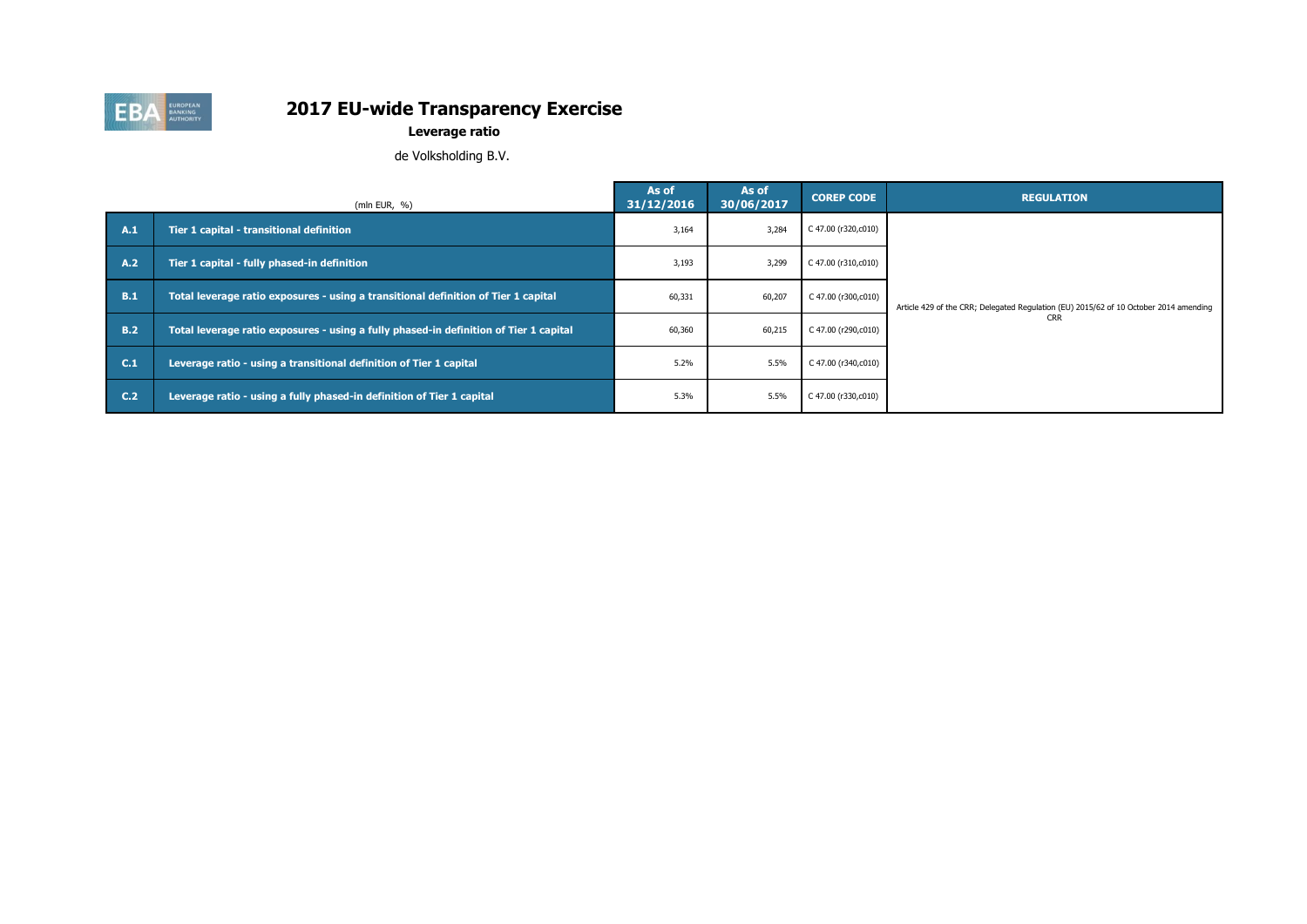# 2017 EU-wide Transparency Exercise

**Leverage ratio**

de Volksholding B.V.

| | (mln EUR, %) | As of 31/12/2016 | As of 30/06/2017 | COREP CODE | REGULATION |
|---|---|---|---|---|---|
| A.1 | Tier 1 capital - transitional definition | 3,164 | 3,284 | C 47.00 (r320,c010) | Article 429 of the CRR; Delegated Regulation (EU) 2015/62 of 10 October 2014 amending CRR |
| A.2 | Tier 1 capital - fully phased-in definition | 3,193 | 3,299 | C 47.00 (r310,c010) | |
| B.1 | Total leverage ratio exposures - using a transitional definition of Tier 1 capital | 60,331 | 60,207 | C 47.00 (r300,c010) | |
| B.2 | Total leverage ratio exposures - using a fully phased-in definition of Tier 1 capital | 60,360 | 60,215 | C 47.00 (r290,c010) | |
| C.1 | Leverage ratio - using a transitional definition of Tier 1 capital | 5.2% | 5.5% | C 47.00 (r340,c010) | |
| C.2 | Leverage ratio - using a fully phased-in definition of Tier 1 capital | 5.3% | 5.5% | C 47.00 (r330,c010) | |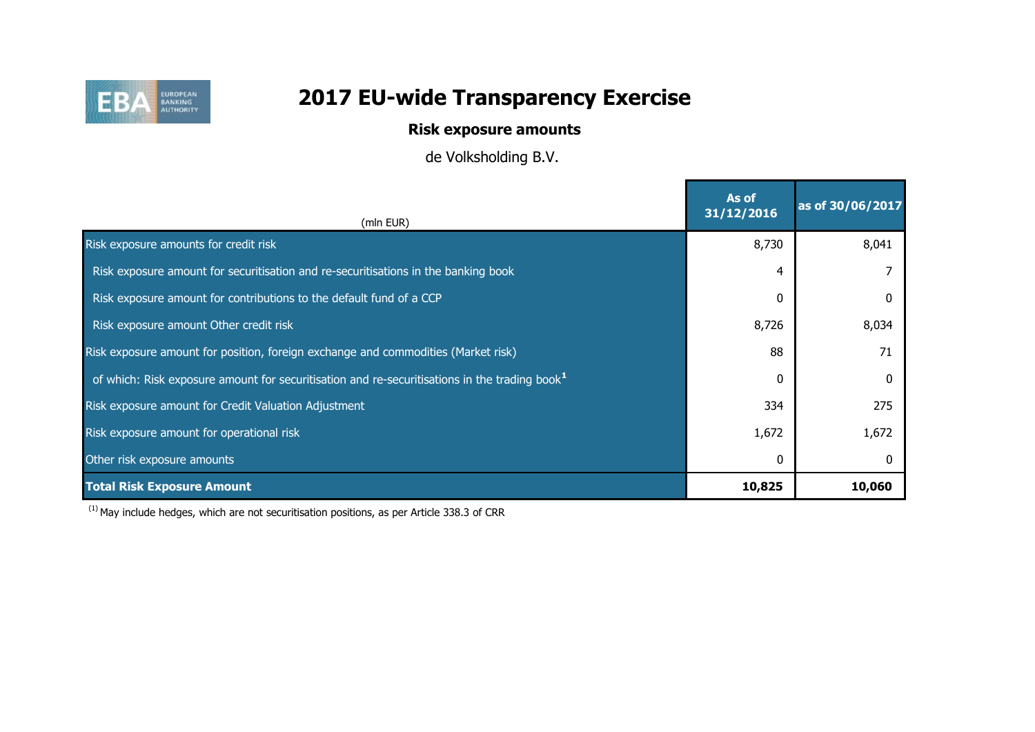# 2017 EU-wide Transparency Exercise

## Risk exposure amounts

de Volksholding B.V.

| (mln EUR) | As of 31/12/2016 | as of 30/06/2017 |
|---|---|---|
| Risk exposure amounts for credit risk | 8,730 | 8,041 |
| Risk exposure amount for securitisation and re-securitisations in the banking book | 4 | 7 |
| Risk exposure amount for contributions to the default fund of a CCP | 0 | 0 |
| Risk exposure amount Other credit risk | 8,726 | 8,034 |
| Risk exposure amount for position, foreign exchange and commodities (Market risk) | 88 | 71 |
| of which: Risk exposure amount for securitisation and re-securitisations in the trading book[1] | 0 | 0 |
| Risk exposure amount for Credit Valuation Adjustment | 334 | 275 |
| Risk exposure amount for operational risk | 1,672 | 1,672 |
| Other risk exposure amounts | 0 | 0 |
| **Total Risk Exposure Amount** | **10,825** | **10,060** |

[1] May include hedges, which are not securitisation positions, as per Article 338.3 of CRR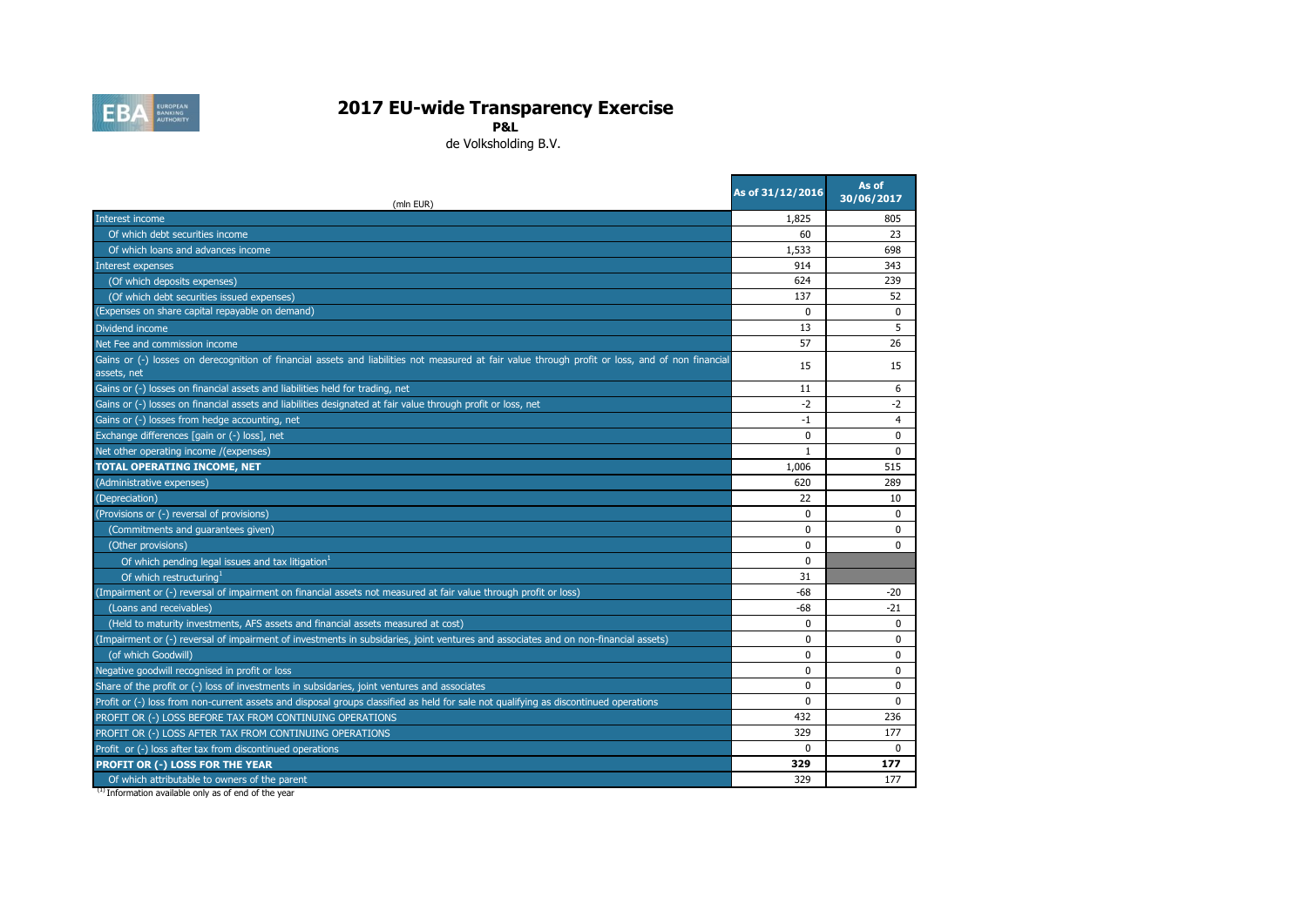# 2017 EU-wide Transparency Exercise

**P&L**

de Volksholding B.V.

| (mln EUR) | As of 31/12/2016 | As of 30/06/2017 |
|---|---|---|
| Interest income | 1,825 | 805 |
| Of which debt securities income | 60 | 23 |
| Of which loans and advances income | 1,533 | 698 |
| Interest expenses | 914 | 343 |
| (Of which deposits expenses) | 624 | 239 |
| (Of which debt securities issued expenses) | 137 | 52 |
| (Expenses on share capital repayable on demand) | 0 | 0 |
| Dividend income | 13 | 5 |
| Net Fee and commission income | 57 | 26 |
| Gains or (-) losses on derecognition of financial assets and liabilities not measured at fair value through profit or loss, and of non financial assets, net | 15 | 15 |
| Gains or (-) losses on financial assets and liabilities held for trading, net | 11 | 6 |
| Gains or (-) losses on financial assets and liabilities designated at fair value through profit or loss, net | -2 | -2 |
| Gains or (-) losses from hedge accounting, net | -1 | 4 |
| Exchange differences [gain or (-) loss], net | 0 | 0 |
| Net other operating income /(expenses) | 1 | 0 |
| **TOTAL OPERATING INCOME, NET** | 1,006 | 515 |
| (Administrative expenses) | 620 | 289 |
| (Depreciation) | 22 | 10 |
| (Provisions or (-) reversal of provisions) | 0 | 0 |
| (Commitments and guarantees given) | 0 | 0 |
| (Other provisions) | 0 | 0 |
| Of which pending legal issues and tax litigation[1] | 0 | |
| Of which restructuring[1] | 31 | |
| (Impairment or (-) reversal of impairment on financial assets not measured at fair value through profit or loss) | -68 | -20 |
| (Loans and receivables) | -68 | -21 |
| (Held to maturity investments, AFS assets and financial assets measured at cost) | 0 | 0 |
| (Impairment or (-) reversal of impairment of investments in subsidaries, joint ventures and associates and on non-financial assets) | 0 | 0 |
| (of which Goodwill) | 0 | 0 |
| Negative goodwill recognised in profit or loss | 0 | 0 |
| Share of the profit or (-) loss of investments in subsidaries, joint ventures and associates | 0 | 0 |
| Profit or (-) loss from non-current assets and disposal groups classified as held for sale not qualifying as discontinued operations | 0 | 0 |
| PROFIT OR (-) LOSS BEFORE TAX FROM CONTINUING OPERATIONS | 432 | 236 |
| PROFIT OR (-) LOSS AFTER TAX FROM CONTINUING OPERATIONS | 329 | 177 |
| Profit or (-) loss after tax from discontinued operations | 0 | 0 |
| **PROFIT OR (-) LOSS FOR THE YEAR** | **329** | **177** |
| Of which attributable to owners of the parent | 329 | 177 |

[1] Information available only as of end of the year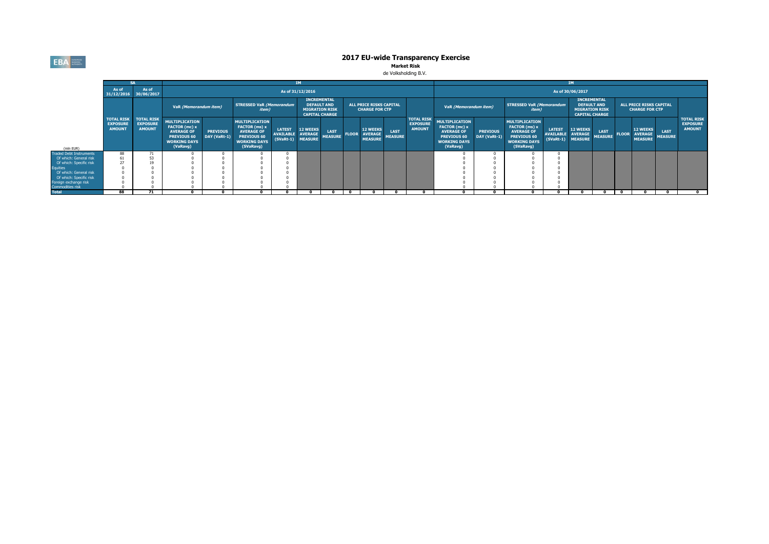# 2017 EU-wide Transparency Exercise

**Market Risk**

de Volksholding B.V.

| | SA | | IM | | | | | | | | | | | | | IM | | | | | | | | | | | | |
|---|---|---|---|---|---|---|---|---|---|---|---|---|---|---|---|---|---|---|---|---|---|---|---|---|---|---|
| | As of 31/12/2016 | As of 30/06/2017 | As of 31/12/2016 | | | | | | | | | | | | As of 30/06/2017 | | | | | | | | | | | |
| | | | VaR *(Memorandum item)* | | STRESSED VaR *(Memorandum item)* | | INCREMENTAL DEFAULT AND MIGRATION RISK CAPITAL CHARGE | | ALL PRICE RISKS CAPITAL CHARGE FOR CTP | | | | | VaR *(Memorandum item)* | | STRESSED VaR *(Memorandum item)* | | INCREMENTAL DEFAULT AND MIGRATION RISK CAPITAL CHARGE | | ALL PRICE RISKS CAPITAL CHARGE FOR CTP | | | | |
| (mln EUR) | TOTAL RISK EXPOSURE AMOUNT | TOTAL RISK EXPOSURE AMOUNT | MULTIPLICATION FACTOR (mc) x AVERAGE OF PREVIOUS 60 WORKING DAYS (VaRavg) | PREVIOUS DAY (VaRt-1) | MULTIPLICATION FACTOR (ms) x AVERAGE OF PREVIOUS 60 WORKING DAYS (SVaRavg) | LATEST AVAILABLE (SVaRt-1) | 12 WEEKS AVERAGE MEASURE | LAST MEASURE | FLOOR | 12 WEEKS AVERAGE MEASURE | LAST MEASURE | TOTAL RISK EXPOSURE AMOUNT | MULTIPLICATION FACTOR (mc) x AVERAGE OF PREVIOUS 60 WORKING DAYS (VaRavg) | PREVIOUS DAY (VaRt-1) | MULTIPLICATION FACTOR (ms) x AVERAGE OF PREVIOUS 60 WORKING DAYS (SVaRavg) | LATEST AVAILABLE (SVaRt-1) | 12 WEEKS AVERAGE MEASURE | LAST MEASURE | FLOOR | 12 WEEKS AVERAGE MEASURE | LAST MEASURE | TOTAL RISK EXPOSURE AMOUNT |
| Traded Debt Instruments | 88 | 71 | 0 | 0 | 0 | 0 | | | | | | | 0 | 0 | 0 | 0 | | | | | | |
| Of which: General risk | 61 | 53 | 0 | 0 | 0 | 0 | | | | | | | 0 | 0 | 0 | 0 | | | | | | |
| Of which: Specific risk | 27 | 19 | 0 | 0 | 0 | 0 | | | | | | | 0 | 0 | 0 | 0 | | | | | | |
| Equities | 0 | 0 | 0 | 0 | 0 | 0 | | | | | | | 0 | 0 | 0 | 0 | | | | | | |
| Of which: General risk | 0 | 0 | 0 | 0 | 0 | 0 | | | | | | | 0 | 0 | 0 | 0 | | | | | | |
| Of which: Specific risk | 0 | 0 | 0 | 0 | 0 | 0 | | | | | | | 0 | 0 | 0 | 0 | | | | | | |
| Foreign exchange risk | 0 | 0 | 0 | 0 | 0 | 0 | | | | | | | 0 | 0 | 0 | 0 | | | | | | |
| Commodities risk | 0 | 0 | 0 | 0 | 0 | 0 | | | | | | | 0 | 0 | 0 | 0 | | | | | | |
| **Total** | **88** | **71** | **0** | **0** | **0** | **0** | **0** | **0** | **0** | **0** | **0** | **0** | **0** | **0** | **0** | **0** | **0** | **0** | **0** | **0** | **0** | **0** |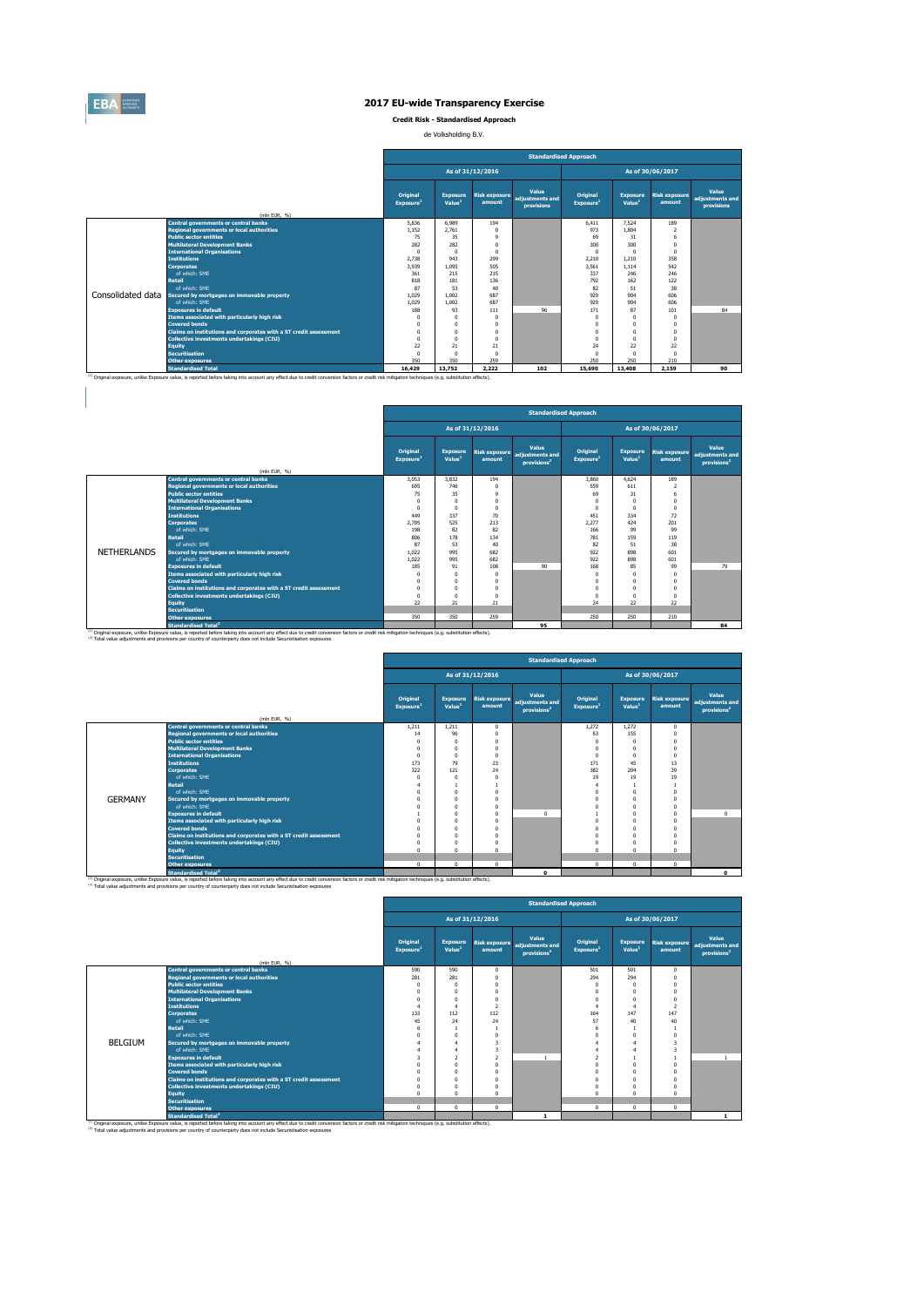# 2017 EU-wide Transparency Exercise

**Credit Risk - Standardised Approach**

de Volksholding B.V.

| | (mln EUR, %) | Standardised Approach | | | | | | | |
|---|---|---|---|---|---|---|---|---|---|
| | | As of 31/12/2016 | | | | As of 30/06/2017 | | | |
| | | Original Exposure[1] | Exposure Value[1] | Risk exposure amount | Value adjustments and provisions | Original Exposure[1] | Exposure Value[1] | Risk exposure amount | Value adjustments and provisions |
| Consolidated data | Central governments or central banks | 5,836 | 6,989 | 194 | | 6,411 | 7,524 | 189 | |
| | Regional governments or local authorities | 1,152 | 2,761 | 0 | | 973 | 1,804 | 2 | |
| | Public sector entities | 75 | 35 | 9 | | 69 | 31 | 6 | |
| | Multilateral Development Banks | 282 | 282 | 0 | | 300 | 300 | 0 | |
| | International Organisations | 0 | 0 | 0 | | 0 | 0 | 0 | |
| | Institutions | 2,738 | 943 | 299 | | 2,210 | 1,210 | 358 | |
| | Corporates | 3,939 | 1,095 | 505 | | 3,561 | 1,114 | 542 | |
| | of which: SME | 361 | 215 | 215 | | 337 | 246 | 246 | |
| | Retail | 818 | 181 | 136 | | 792 | 162 | 122 | |
| | of which: SME | 87 | 53 | 40 | | 82 | 51 | 38 | |
| | Secured by mortgages on immovable property | 1,029 | 1,002 | 687 | | 929 | 904 | 606 | |
| | of which: SME | 1,029 | 1,002 | 687 | | 929 | 904 | 606 | |
| | Exposures in default | 188 | 93 | 111 | 96 | 171 | 87 | 101 | 84 |
| | Items associated with particularly high risk | 0 | 0 | 0 | | 0 | 0 | 0 | |
| | Covered bonds | 0 | 0 | 0 | | 0 | 0 | 0 | |
| | Claims on institutions and corporates with a ST credit assessment | 0 | 0 | 0 | | 0 | 0 | 0 | |
| | Collective investments undertakings (CIU) | 0 | 0 | 0 | | 0 | 0 | 0 | |
| | Equity | 22 | 21 | 21 | | 24 | 22 | 22 | |
| | Securitisation | 0 | 0 | 0 | | 0 | 0 | 0 | |
| | Other exposures | 350 | 350 | 259 | | 250 | 250 | 210 | |
| | Standardised Total | 16,429 | 13,752 | 2,222 | 102 | 15,690 | 13,408 | 2,159 | 90 |

(1) Original exposure, unlike Exposure value, is reported before taking into account any effect due to credit conversion factors or credit risk mitigation techniques (e.g. substitution effects).

| | (mln EUR, %) | Standardised Approach | | | | | | | |
|---|---|---|---|---|---|---|---|---|---|
| | | As of 31/12/2016 | | | | As of 30/06/2017 | | | |
| | | Original Exposure[1] | Exposure Value[1] | Risk exposure amount | Value adjustments and provisions[2] | Original Exposure[1] | Exposure Value[1] | Risk exposure amount | Value adjustments and provisions[2] |
| NETHERLANDS | Central governments or central banks | 3,053 | 3,832 | 194 | | 3,860 | 4,624 | 189 | |
| | Regional governments or local authorities | 695 | 746 | 0 | | 559 | 611 | 2 | |
| | Public sector entities | 75 | 35 | 9 | | 69 | 31 | 6 | |
| | Multilateral Development Banks | 0 | 0 | 0 | | 0 | 0 | 0 | |
| | International Organisations | 0 | 0 | 0 | | 0 | 0 | 0 | |
| | Institutions | 449 | 337 | 70 | | 451 | 334 | 72 | |
| | Corporates | 2,705 | 525 | 213 | | 2,277 | 424 | 201 | |
| | of which: SME | 198 | 82 | 82 | | 166 | 99 | 99 | |
| | Retail | 806 | 178 | 134 | | 781 | 159 | 119 | |
| | of which: SME | 87 | 53 | 40 | | 82 | 51 | 38 | |
| | Secured by mortgages on immovable property | 1,022 | 995 | 682 | | 922 | 898 | 601 | |
| | of which: SME | 1,022 | 995 | 682 | | 922 | 898 | 601 | |
| | Exposures in default | 185 | 91 | 108 | 90 | 168 | 85 | 99 | 79 |
| | Items associated with particularly high risk | 0 | 0 | 0 | | 0 | 0 | 0 | |
| | Covered bonds | 0 | 0 | 0 | | 0 | 0 | 0 | |
| | Claims on institutions and corporates with a ST credit assessment | 0 | 0 | 0 | | 0 | 0 | 0 | |
| | Collective investments undertakings (CIU) | 0 | 0 | 0 | | 0 | 0 | 0 | |
| | Equity | 22 | 21 | 21 | | 24 | 22 | 22 | |
| | Securitisation | | | | | | | | |
| | Other exposures | 350 | 350 | 259 | | 250 | 250 | 210 | |
| | Standardised Total[2] | | | | 95 | | | | 84 |

(1) Original exposure, unlike Exposure value, is reported before taking into account any effect due to credit conversion factors or credit risk mitigation techniques (e.g. substitution effects).
(2) Total value adjustments and provisions per country of counterparty does not include Securitisation exposures

| | (mln EUR, %) | Standardised Approach | | | | | | | |
|---|---|---|---|---|---|---|---|---|---|
| | | As of 31/12/2016 | | | | As of 30/06/2017 | | | |
| | | Original Exposure[1] | Exposure Value[1] | Risk exposure amount | Value adjustments and provisions[2] | Original Exposure[1] | Exposure Value[1] | Risk exposure amount | Value adjustments and provisions[2] |
| GERMANY | Central governments or central banks | 1,211 | 1,211 | 0 | | 1,272 | 1,272 | 0 | |
| | Regional governments or local authorities | 14 | 96 | 0 | | 53 | 155 | 0 | |
| | Public sector entities | 0 | 0 | 0 | | 0 | 0 | 0 | |
| | Multilateral Development Banks | 0 | 0 | 0 | | 0 | 0 | 0 | |
| | International Organisations | 0 | 0 | 0 | | 0 | 0 | 0 | |
| | Institutions | 173 | 79 | 23 | | 171 | 45 | 13 | |
| | Corporates | 322 | 121 | 24 | | 382 | 204 | 39 | |
| | of which: SME | 0 | 0 | 0 | | 19 | 19 | 19 | |
| | Retail | 4 | 1 | 1 | | 4 | 1 | 1 | |
| | of which: SME | 0 | 0 | 0 | | 0 | 0 | 0 | |
| | Secured by mortgages on immovable property | 0 | 0 | 0 | | 0 | 0 | 0 | |
| | of which: SME | 0 | 0 | 0 | | 0 | 0 | 0 | |
| | Exposures in default | 1 | 0 | 0 | 0 | 1 | 0 | 0 | 0 |
| | Items associated with particularly high risk | 0 | 0 | 0 | | 0 | 0 | 0 | |
| | Covered bonds | 0 | 0 | 0 | | 0 | 0 | 0 | |
| | Claims on institutions and corporates with a ST credit assessment | 0 | 0 | 0 | | 0 | 0 | 0 | |
| | Collective investments undertakings (CIU) | 0 | 0 | 0 | | 0 | 0 | 0 | |
| | Equity | 0 | 0 | 0 | | 0 | 0 | 0 | |
| | Securitisation | | | | | | | | |
| | Other exposures | 0 | 0 | 0 | | 0 | 0 | 0 | |
| | Standardised Total[2] | | | | 0 | | | | 0 |

(1) Original exposure, unlike Exposure value, is reported before taking into account any effect due to credit conversion factors or credit risk mitigation techniques (e.g. substitution effects).
(2) Total value adjustments and provisions per country of counterparty does not include Securitisation exposures

| | (mln EUR, %) | Standardised Approach | | | | | | | |
|---|---|---|---|---|---|---|---|---|---|
| | | As of 31/12/2016 | | | | As of 30/06/2017 | | | |
| | | Original Exposure[1] | Exposure Value[1] | Risk exposure amount | Value adjustments and provisions[2] | Original Exposure[1] | Exposure Value[1] | Risk exposure amount | Value adjustments and provisions[2] |
| BELGIUM | Central governments or central banks | 590 | 590 | 0 | | 501 | 501 | 0 | |
| | Regional governments or local authorities | 281 | 281 | 0 | | 294 | 294 | 0 | |
| | Public sector entities | 0 | 0 | 0 | | 0 | 0 | 0 | |
| | Multilateral Development Banks | 0 | 0 | 0 | | 0 | 0 | 0 | |
| | International Organisations | 0 | 0 | 0 | | 0 | 0 | 0 | |
| | Institutions | 4 | 4 | 2 | | 4 | 4 | 2 | |
| | Corporates | 133 | 112 | 112 | | 164 | 147 | 147 | |
| | of which: SME | 45 | 24 | 24 | | 57 | 40 | 40 | |
| | Retail | 6 | 1 | 1 | | 6 | 1 | 1 | |
| | of which: SME | 0 | 0 | 0 | | 0 | 0 | 0 | |
| | Secured by mortgages on immovable property | 4 | 4 | 3 | | 4 | 4 | 3 | |
| | of which: SME | 4 | 4 | 3 | | 4 | 4 | 3 | |
| | Exposures in default | 3 | 2 | 2 | 1 | 2 | 1 | 1 | 1 |
| | Items associated with particularly high risk | 0 | 0 | 0 | | 0 | 0 | 0 | |
| | Covered bonds | 0 | 0 | 0 | | 0 | 0 | 0 | |
| | Claims on institutions and corporates with a ST credit assessment | 0 | 0 | 0 | | 0 | 0 | 0 | |
| | Collective investments undertakings (CIU) | 0 | 0 | 0 | | 0 | 0 | 0 | |
| | Equity | 0 | 0 | 0 | | 0 | 0 | 0 | |
| | Securitisation | | | | | | | | |
| | Other exposures | 0 | 0 | 0 | | 0 | 0 | 0 | |
| | Standardised Total[2] | | | | 1 | | | | 1 |

(1) Original exposure, unlike Exposure value, is reported before taking into account any effect due to credit conversion factors or credit risk mitigation techniques (e.g. substitution effects).
(2) Total value adjustments and provisions per country of counterparty does not include Securitisation exposures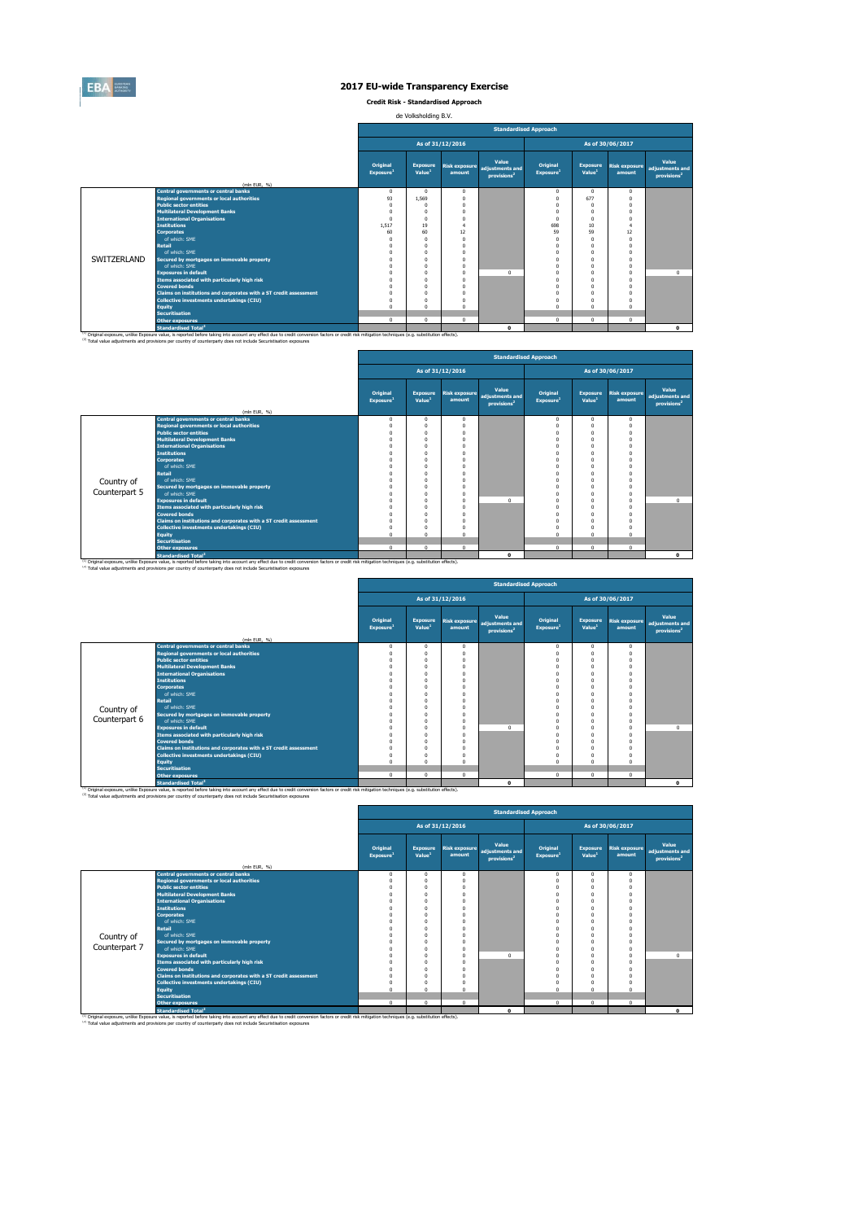# 2017 EU-wide Transparency Exercise

**Credit Risk - Standardised Approach**

de Volksholding B.V.

| | (mln EUR, %) | Standardised Approach | | | | | | | |
|---|---|---|---|---|---|---|---|---|---|
| | | As of 31/12/2016 | | | | As of 30/06/2017 | | | |
| | | Original Exposure[1] | Exposure Value[1] | Risk exposure amount | Value adjustments and provisions[2] | Original Exposure[1] | Exposure Value[1] | Risk exposure amount | Value adjustments and provisions[2] |
| SWITZERLAND | Central governments or central banks | 0 | 0 | 0 | | 0 | 0 | 0 | |
| | Regional governments or local authorities | 93 | 1,569 | 0 | | 0 | 677 | 0 | |
| | Public sector entities | 0 | 0 | 0 | | 0 | 0 | 0 | |
| | Multilateral Development Banks | 0 | 0 | 0 | | 0 | 0 | 0 | |
| | International Organisations | 0 | 0 | 0 | | 0 | 0 | 0 | |
| | Institutions | 1,517 | 19 | 4 | | 698 | 10 | 4 | |
| | Corporates | 60 | 60 | 12 | | 59 | 59 | 12 | |
| | of which: SME | 0 | 0 | 0 | | 0 | 0 | 0 | |
| | Retail | 0 | 0 | 0 | | 0 | 0 | 0 | |
| | of which: SME | 0 | 0 | 0 | | 0 | 0 | 0 | |
| | Secured by mortgages on immovable property | 0 | 0 | 0 | | 0 | 0 | 0 | |
| | of which: SME | 0 | 0 | 0 | | 0 | 0 | 0 | |
| | Exposures in default | 0 | 0 | 0 | 0 | 0 | 0 | 0 | 0 |
| | Items associated with particularly high risk | 0 | 0 | 0 | | 0 | 0 | 0 | |
| | Covered bonds | 0 | 0 | 0 | | 0 | 0 | 0 | |
| | Claims on institutions and corporates with a ST credit assessment | 0 | 0 | 0 | | 0 | 0 | 0 | |
| | Collective investments undertakings (CIU) | 0 | 0 | 0 | | 0 | 0 | 0 | |
| | Equity | 0 | 0 | 0 | | 0 | 0 | 0 | |
| | Securitisation | | | | | | | | |
| | Other exposures | 0 | 0 | 0 | | 0 | 0 | 0 | |
| | Standardised Total[2] | | | | 0 | | | | 0 |

[1] Original exposure, unlike Exposure value, is reported before taking into account any effect due to credit conversion factors or credit risk mitigation techniques (e.g. substitution effects).
[2] Total value adjustments and provisions per country of counterparty does not include Securitisation exposures

| | (mln EUR, %) | Standardised Approach | | | | | | | |
|---|---|---|---|---|---|---|---|---|---|
| | | As of 31/12/2016 | | | | As of 30/06/2017 | | | |
| | | Original Exposure[1] | Exposure Value[1] | Risk exposure amount | Value adjustments and provisions[2] | Original Exposure[1] | Exposure Value[1] | Risk exposure amount | Value adjustments and provisions[2] |
| Country of Counterpart 5 | Central governments or central banks | 0 | 0 | 0 | | 0 | 0 | 0 | |
| | Regional governments or local authorities | 0 | 0 | 0 | | 0 | 0 | 0 | |
| | Public sector entities | 0 | 0 | 0 | | 0 | 0 | 0 | |
| | Multilateral Development Banks | 0 | 0 | 0 | | 0 | 0 | 0 | |
| | International Organisations | 0 | 0 | 0 | | 0 | 0 | 0 | |
| | Institutions | 0 | 0 | 0 | | 0 | 0 | 0 | |
| | Corporates | 0 | 0 | 0 | | 0 | 0 | 0 | |
| | of which: SME | 0 | 0 | 0 | | 0 | 0 | 0 | |
| | Retail | 0 | 0 | 0 | | 0 | 0 | 0 | |
| | of which: SME | 0 | 0 | 0 | | 0 | 0 | 0 | |
| | Secured by mortgages on immovable property | 0 | 0 | 0 | | 0 | 0 | 0 | |
| | of which: SME | 0 | 0 | 0 | | 0 | 0 | 0 | |
| | Exposures in default | 0 | 0 | 0 | 0 | 0 | 0 | 0 | 0 |
| | Items associated with particularly high risk | 0 | 0 | 0 | | 0 | 0 | 0 | |
| | Covered bonds | 0 | 0 | 0 | | 0 | 0 | 0 | |
| | Claims on institutions and corporates with a ST credit assessment | 0 | 0 | 0 | | 0 | 0 | 0 | |
| | Collective investments undertakings (CIU) | 0 | 0 | 0 | | 0 | 0 | 0 | |
| | Equity | 0 | 0 | 0 | | 0 | 0 | 0 | |
| | Securitisation | | | | | | | | |
| | Other exposures | 0 | 0 | 0 | | 0 | 0 | 0 | |
| | Standardised Total[2] | | | | 0 | | | | 0 |

[1] Original exposure, unlike Exposure value, is reported before taking into account any effect due to credit conversion factors or credit risk mitigation techniques (e.g. substitution effects).
[2] Total value adjustments and provisions per country of counterparty does not include Securitisation exposures

| | (mln EUR, %) | Standardised Approach | | | | | | | |
|---|---|---|---|---|---|---|---|---|---|
| | | As of 31/12/2016 | | | | As of 30/06/2017 | | | |
| | | Original Exposure[1] | Exposure Value[1] | Risk exposure amount | Value adjustments and provisions[2] | Original Exposure[1] | Exposure Value[1] | Risk exposure amount | Value adjustments and provisions[2] |
| Country of Counterpart 6 | Central governments or central banks | 0 | 0 | 0 | | 0 | 0 | 0 | |
| | Regional governments or local authorities | 0 | 0 | 0 | | 0 | 0 | 0 | |
| | Public sector entities | 0 | 0 | 0 | | 0 | 0 | 0 | |
| | Multilateral Development Banks | 0 | 0 | 0 | | 0 | 0 | 0 | |
| | International Organisations | 0 | 0 | 0 | | 0 | 0 | 0 | |
| | Institutions | 0 | 0 | 0 | | 0 | 0 | 0 | |
| | Corporates | 0 | 0 | 0 | | 0 | 0 | 0 | |
| | of which: SME | 0 | 0 | 0 | | 0 | 0 | 0 | |
| | Retail | 0 | 0 | 0 | | 0 | 0 | 0 | |
| | of which: SME | 0 | 0 | 0 | | 0 | 0 | 0 | |
| | Secured by mortgages on immovable property | 0 | 0 | 0 | | 0 | 0 | 0 | |
| | of which: SME | 0 | 0 | 0 | | 0 | 0 | 0 | |
| | Exposures in default | 0 | 0 | 0 | 0 | 0 | 0 | 0 | 0 |
| | Items associated with particularly high risk | 0 | 0 | 0 | | 0 | 0 | 0 | |
| | Covered bonds | 0 | 0 | 0 | | 0 | 0 | 0 | |
| | Claims on institutions and corporates with a ST credit assessment | 0 | 0 | 0 | | 0 | 0 | 0 | |
| | Collective investments undertakings (CIU) | 0 | 0 | 0 | | 0 | 0 | 0 | |
| | Equity | 0 | 0 | 0 | | 0 | 0 | 0 | |
| | Securitisation | | | | | | | | |
| | Other exposures | 0 | 0 | 0 | | 0 | 0 | 0 | |
| | Standardised Total[2] | | | | 0 | | | | 0 |

[1] Original exposure, unlike Exposure value, is reported before taking into account any effect due to credit conversion factors or credit risk mitigation techniques (e.g. substitution effects).
[2] Total value adjustments and provisions per country of counterparty does not include Securitisation exposures

| | (mln EUR, %) | Standardised Approach | | | | | | | |
|---|---|---|---|---|---|---|---|---|---|
| | | As of 31/12/2016 | | | | As of 30/06/2017 | | | |
| | | Original Exposure[1] | Exposure Value[1] | Risk exposure amount | Value adjustments and provisions[2] | Original Exposure[1] | Exposure Value[1] | Risk exposure amount | Value adjustments and provisions[2] |
| Country of Counterpart 7 | Central governments or central banks | 0 | 0 | 0 | | 0 | 0 | 0 | |
| | Regional governments or local authorities | 0 | 0 | 0 | | 0 | 0 | 0 | |
| | Public sector entities | 0 | 0 | 0 | | 0 | 0 | 0 | |
| | Multilateral Development Banks | 0 | 0 | 0 | | 0 | 0 | 0 | |
| | International Organisations | 0 | 0 | 0 | | 0 | 0 | 0 | |
| | Institutions | 0 | 0 | 0 | | 0 | 0 | 0 | |
| | Corporates | 0 | 0 | 0 | | 0 | 0 | 0 | |
| | of which: SME | 0 | 0 | 0 | | 0 | 0 | 0 | |
| | Retail | 0 | 0 | 0 | | 0 | 0 | 0 | |
| | of which: SME | 0 | 0 | 0 | | 0 | 0 | 0 | |
| | Secured by mortgages on immovable property | 0 | 0 | 0 | | 0 | 0 | 0 | |
| | of which: SME | 0 | 0 | 0 | | 0 | 0 | 0 | |
| | Exposures in default | 0 | 0 | 0 | 0 | 0 | 0 | 0 | 0 |
| | Items associated with particularly high risk | 0 | 0 | 0 | | 0 | 0 | 0 | |
| | Covered bonds | 0 | 0 | 0 | | 0 | 0 | 0 | |
| | Claims on institutions and corporates with a ST credit assessment | 0 | 0 | 0 | | 0 | 0 | 0 | |
| | Collective investments undertakings (CIU) | 0 | 0 | 0 | | 0 | 0 | 0 | |
| | Equity | 0 | 0 | 0 | | 0 | 0 | 0 | |
| | Securitisation | | | | | | | | |
| | Other exposures | 0 | 0 | 0 | | 0 | 0 | 0 | |
| | Standardised Total[2] | | | | 0 | | | | 0 |

[1] Original exposure, unlike Exposure value, is reported before taking into account any effect due to credit conversion factors or credit risk mitigation techniques (e.g. substitution effects).
[2] Total value adjustments and provisions per country of counterparty does not include Securitisation exposures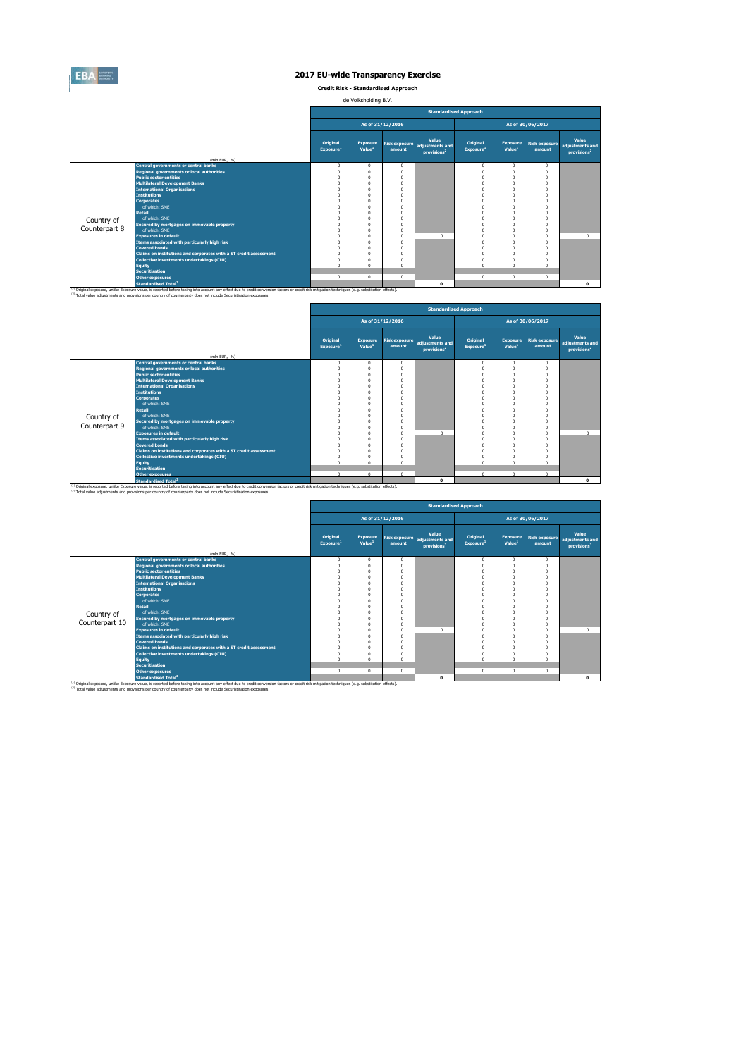# 2017 EU-wide Transparency Exercise

**Credit Risk - Standardised Approach**

de Volksholding B.V.

| | (mln EUR, %) | Standardised Approach | | | | | | | |
|---|---|---|---|---|---|---|---|---|---|
| | | As of 31/12/2016 | | | | As of 30/06/2017 | | | |
| | | Original Exposure[1] | Exposure Value[1] | Risk exposure amount | Value adjustments and provisions[2] | Original Exposure[1] | Exposure Value[1] | Risk exposure amount | Value adjustments and provisions[2] |
| Country of Counterpart 8 | Central governments or central banks | 0 | 0 | 0 | | 0 | 0 | 0 | |
| | Regional governments or local authorities | 0 | 0 | 0 | | 0 | 0 | 0 | |
| | Public sector entities | 0 | 0 | 0 | | 0 | 0 | 0 | |
| | Multilateral Development Banks | 0 | 0 | 0 | | 0 | 0 | 0 | |
| | International Organisations | 0 | 0 | 0 | | 0 | 0 | 0 | |
| | Institutions | 0 | 0 | 0 | | 0 | 0 | 0 | |
| | Corporates | 0 | 0 | 0 | | 0 | 0 | 0 | |
| | of which: SME | 0 | 0 | 0 | | 0 | 0 | 0 | |
| | Retail | 0 | 0 | 0 | | 0 | 0 | 0 | |
| | of which: SME | 0 | 0 | 0 | | 0 | 0 | 0 | |
| | Secured by mortgages on immovable property | 0 | 0 | 0 | | 0 | 0 | 0 | |
| | of which: SME | 0 | 0 | 0 | | 0 | 0 | 0 | |
| | Exposures in default | 0 | 0 | 0 | 0 | 0 | 0 | 0 | 0 |
| | Items associated with particularly high risk | 0 | 0 | 0 | | 0 | 0 | 0 | |
| | Covered bonds | 0 | 0 | 0 | | 0 | 0 | 0 | |
| | Claims on institutions and corporates with a ST credit assessment | 0 | 0 | 0 | | 0 | 0 | 0 | |
| | Collective investments undertakings (CIU) | 0 | 0 | 0 | | 0 | 0 | 0 | |
| | Equity | 0 | 0 | 0 | | 0 | 0 | 0 | |
| | Securitisation | | | | | | | | |
| | Other exposures | 0 | 0 | 0 | | 0 | 0 | 0 | |
| | Standardised Total[2] | | | | 0 | | | | 0 |

[1] Original exposure, unlike Exposure value, is reported before taking into account any effect due to credit conversion factors or credit risk mitigation techniques (e.g. substitution effects).
[2] Total value adjustments and provisions per country of counterparty does not include Securitisation exposures

| | (mln EUR, %) | Standardised Approach | | | | | | | |
|---|---|---|---|---|---|---|---|---|---|
| | | As of 31/12/2016 | | | | As of 30/06/2017 | | | |
| | | Original Exposure[1] | Exposure Value[1] | Risk exposure amount | Value adjustments and provisions[2] | Original Exposure[1] | Exposure Value[1] | Risk exposure amount | Value adjustments and provisions[2] |
| Country of Counterpart 9 | Central governments or central banks | 0 | 0 | 0 | | 0 | 0 | 0 | |
| | Regional governments or local authorities | 0 | 0 | 0 | | 0 | 0 | 0 | |
| | Public sector entities | 0 | 0 | 0 | | 0 | 0 | 0 | |
| | Multilateral Development Banks | 0 | 0 | 0 | | 0 | 0 | 0 | |
| | International Organisations | 0 | 0 | 0 | | 0 | 0 | 0 | |
| | Institutions | 0 | 0 | 0 | | 0 | 0 | 0 | |
| | Corporates | 0 | 0 | 0 | | 0 | 0 | 0 | |
| | of which: SME | 0 | 0 | 0 | | 0 | 0 | 0 | |
| | Retail | 0 | 0 | 0 | | 0 | 0 | 0 | |
| | of which: SME | 0 | 0 | 0 | | 0 | 0 | 0 | |
| | Secured by mortgages on immovable property | 0 | 0 | 0 | | 0 | 0 | 0 | |
| | of which: SME | 0 | 0 | 0 | | 0 | 0 | 0 | |
| | Exposures in default | 0 | 0 | 0 | 0 | 0 | 0 | 0 | 0 |
| | Items associated with particularly high risk | 0 | 0 | 0 | | 0 | 0 | 0 | |
| | Covered bonds | 0 | 0 | 0 | | 0 | 0 | 0 | |
| | Claims on institutions and corporates with a ST credit assessment | 0 | 0 | 0 | | 0 | 0 | 0 | |
| | Collective investments undertakings (CIU) | 0 | 0 | 0 | | 0 | 0 | 0 | |
| | Equity | 0 | 0 | 0 | | 0 | 0 | 0 | |
| | Securitisation | | | | | | | | |
| | Other exposures | 0 | 0 | 0 | | 0 | 0 | 0 | |
| | Standardised Total[2] | | | | 0 | | | | 0 |

[1] Original exposure, unlike Exposure value, is reported before taking into account any effect due to credit conversion factors or credit risk mitigation techniques (e.g. substitution effects).
[2] Total value adjustments and provisions per country of counterparty does not include Securitisation exposures

| | (mln EUR, %) | Standardised Approach | | | | | | | |
|---|---|---|---|---|---|---|---|---|---|
| | | As of 31/12/2016 | | | | As of 30/06/2017 | | | |
| | | Original Exposure[1] | Exposure Value[1] | Risk exposure amount | Value adjustments and provisions[2] | Original Exposure[1] | Exposure Value[1] | Risk exposure amount | Value adjustments and provisions[2] |
| Country of Counterpart 10 | Central governments or central banks | 0 | 0 | 0 | | 0 | 0 | 0 | |
| | Regional governments or local authorities | 0 | 0 | 0 | | 0 | 0 | 0 | |
| | Public sector entities | 0 | 0 | 0 | | 0 | 0 | 0 | |
| | Multilateral Development Banks | 0 | 0 | 0 | | 0 | 0 | 0 | |
| | International Organisations | 0 | 0 | 0 | | 0 | 0 | 0 | |
| | Institutions | 0 | 0 | 0 | | 0 | 0 | 0 | |
| | Corporates | 0 | 0 | 0 | | 0 | 0 | 0 | |
| | of which: SME | 0 | 0 | 0 | | 0 | 0 | 0 | |
| | Retail | 0 | 0 | 0 | | 0 | 0 | 0 | |
| | of which: SME | 0 | 0 | 0 | | 0 | 0 | 0 | |
| | Secured by mortgages on immovable property | 0 | 0 | 0 | | 0 | 0 | 0 | |
| | of which: SME | 0 | 0 | 0 | | 0 | 0 | 0 | |
| | Exposures in default | 0 | 0 | 0 | 0 | 0 | 0 | 0 | 0 |
| | Items associated with particularly high risk | 0 | 0 | 0 | | 0 | 0 | 0 | |
| | Covered bonds | 0 | 0 | 0 | | 0 | 0 | 0 | |
| | Claims on institutions and corporates with a ST credit assessment | 0 | 0 | 0 | | 0 | 0 | 0 | |
| | Collective investments undertakings (CIU) | 0 | 0 | 0 | | 0 | 0 | 0 | |
| | Equity | 0 | 0 | 0 | | 0 | 0 | 0 | |
| | Securitisation | | | | | | | | |
| | Other exposures | 0 | 0 | 0 | | 0 | 0 | 0 | |
| | Standardised Total[2] | | | | 0 | | | | 0 |

[1] Original exposure, unlike Exposure value, is reported before taking into account any effect due to credit conversion factors or credit risk mitigation techniques (e.g. substitution effects).
[2] Total value adjustments and provisions per country of counterparty does not include Securitisation exposures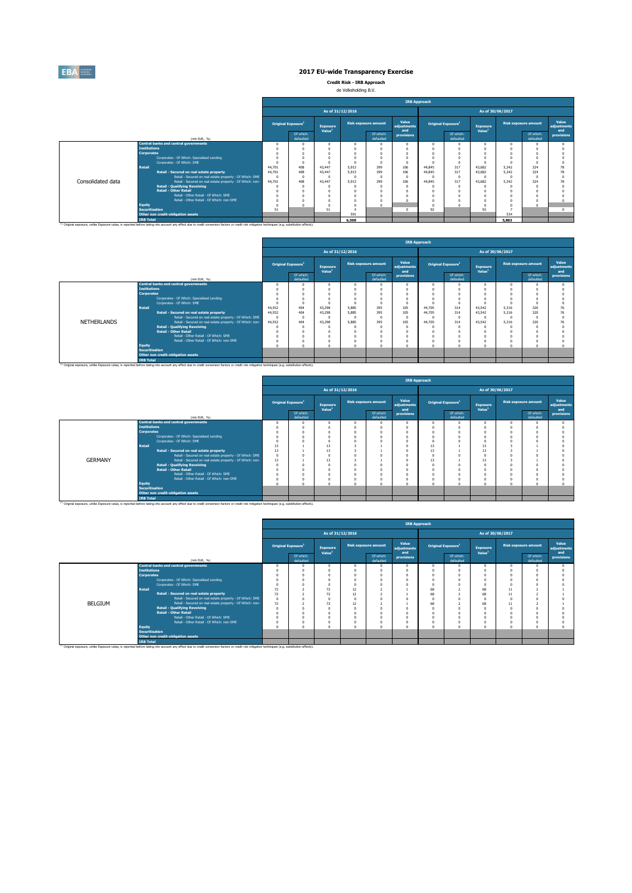# 2017 EU-wide Transparency Exercise

**Credit Risk - IRB Approach**

de Volksholding B.V.

| | | IRB Approach | | | | | | | | | | | |
|---|---|---|---|---|---|---|---|---|---|---|---|---|---|
| | | As of 31/12/2016 | | | | | | As of 30/06/2017 | | | | | |
| | | Original Exposure[1] | | Exposure Value[1] | Risk exposure amount | | Value adjustments and provisions | Original Exposure[1] | | Exposure Value[1] | Risk exposure amount | | Value adjustments and provisions |
| | (mln EUR, %) | | Of which: defaulted | | | Of which: defaulted | | | Of which: defaulted | | | Of which: defaulted | |
| Consolidated data | Central banks and central governments | 0 | 0 | 0 | 0 | 0 | 0 | 0 | 0 | 0 | 0 | 0 | 0 |
| | Institutions | 0 | 0 | 0 | 0 | 0 | 0 | 0 | 0 | 0 | 0 | 0 | 0 |
| | Corporates | 0 | 0 | 0 | 0 | 0 | 0 | 0 | 0 | 0 | 0 | 0 | 0 |
| | Corporates - Of Which: Specialised Lending | 0 | 0 | 0 | 0 | 0 | 0 | 0 | 0 | 0 | 0 | 0 | 0 |
| | Corporates - Of Which: SME | 0 | 0 | 0 | 0 | 0 | 0 | 0 | 0 | 0 | 0 | 0 | 0 |
| | Retail | 44,701 | 408 | 43,447 | 5,913 | 399 | 106 | 44,845 | 317 | 43,682 | 5,342 | 324 | 78 |
| | Retail - Secured on real estate property | 44,701 | 408 | 43,447 | 5,913 | 399 | 106 | 44,845 | 317 | 43,682 | 5,342 | 324 | 78 |
| | Retail - Secured on real estate property - Of Which: SME | 0 | 0 | 0 | 0 | 0 | 0 | 0 | 0 | 0 | 0 | 0 | 0 |
| | Retail - Secured on real estate property - Of Which: non-SME | 44,701 | 408 | 43,447 | 5,913 | 399 | 106 | 44,845 | 317 | 43,682 | 5,342 | 324 | 78 |
| | Retail - Qualifying Revolving | 0 | 0 | 0 | 0 | 0 | 0 | 0 | 0 | 0 | 0 | 0 | 0 |
| | Retail - Other Retail | 0 | 0 | 0 | 0 | 0 | 0 | 0 | 0 | 0 | 0 | 0 | 0 |
| | Retail - Other Retail - Of Which: SME | 0 | 0 | 0 | 0 | 0 | 0 | 0 | 0 | 0 | 0 | 0 | 0 |
| | Retail - Other Retail - Of Which: non-SME | 0 | 0 | 0 | 0 | 0 | 0 | 0 | 0 | 0 | 0 | 0 | 0 |
| | Equity | 0 | 0 | 0 | 0 | 0 | | 0 | 0 | 0 | 0 | 0 | |
| | Securitisation | 51 | | 51 | 4 | | 0 | 92 | | 92 | 7 | | 0 |
| | Other non credit-obligation assets | | | | 591 | | | | | | 534 | | |
| | IRB Total | | | | 6,508 | | | | | | 5,883 | | |

[1] Original exposure, unlike Exposure value, is reported before taking into account any effect due to credit conversion factors or credit risk mitigation techniques (e.g. substitution effects).

| | | IRB Approach | | | | | | | | | | | |
|---|---|---|---|---|---|---|---|---|---|---|---|---|---|
| | | As of 31/12/2016 | | | | | | As of 30/06/2017 | | | | | |
| | | Original Exposure[1] | | Exposure Value[1] | Risk exposure amount | | Value adjustments and provisions | Original Exposure[1] | | Exposure Value[1] | Risk exposure amount | | Value adjustments and provisions |
| | (mln EUR, %) | | Of which: defaulted | | | Of which: defaulted | | | Of which: defaulted | | | Of which: defaulted | |
| NETHERLANDS | Central banks and central governments | 0 | 0 | 0 | 0 | 0 | 0 | 0 | 0 | 0 | 0 | 0 | 0 |
| | Institutions | 0 | 0 | 0 | 0 | 0 | 0 | 0 | 0 | 0 | 0 | 0 | 0 |
| | Corporates | 0 | 0 | 0 | 0 | 0 | 0 | 0 | 0 | 0 | 0 | 0 | 0 |
| | Corporates - Of Which: Specialised Lending | 0 | 0 | 0 | 0 | 0 | 0 | 0 | 0 | 0 | 0 | 0 | 0 |
| | Corporates - Of Which: SME | 0 | 0 | 0 | 0 | 0 | 0 | 0 | 0 | 0 | 0 | 0 | 0 |
| | Retail | 44,552 | 404 | 43,298 | 5,885 | 395 | 105 | 44,705 | 314 | 43,542 | 5,316 | 320 | 76 |
| | Retail - Secured on real estate property | 44,552 | 404 | 43,298 | 5,885 | 395 | 105 | 44,705 | 314 | 43,542 | 5,316 | 320 | 76 |
| | Retail - Secured on real estate property - Of Which: SME | 0 | 0 | 0 | 0 | 0 | 0 | 0 | 0 | 0 | 0 | 0 | 0 |
| | Retail - Secured on real estate property - Of Which: non-SME | 44,552 | 404 | 43,298 | 5,885 | 395 | 105 | 44,705 | 314 | 43,542 | 5,316 | 320 | 76 |
| | Retail - Qualifying Revolving | 0 | 0 | 0 | 0 | 0 | 0 | 0 | 0 | 0 | 0 | 0 | 0 |
| | Retail - Other Retail | 0 | 0 | 0 | 0 | 0 | 0 | 0 | 0 | 0 | 0 | 0 | 0 |
| | Retail - Other Retail - Of Which: SME | 0 | 0 | 0 | 0 | 0 | 0 | 0 | 0 | 0 | 0 | 0 | 0 |
| | Retail - Other Retail - Of Which: non-SME | 0 | 0 | 0 | 0 | 0 | 0 | 0 | 0 | 0 | 0 | 0 | 0 |
| | Equity | 0 | 0 | 0 | 0 | 0 | 0 | 0 | 0 | 0 | 0 | 0 | 0 |
| | Securitisation | | | | | | | | | | | | |
| | Other non credit-obligation assets | | | | | | | | | | | | |
| | IRB Total | | | | | | | | | | | | |

[1] Original exposure, unlike Exposure value, is reported before taking into account any effect due to credit conversion factors or credit risk mitigation techniques (e.g. substitution effects).

| | | IRB Approach | | | | | | | | | | | |
|---|---|---|---|---|---|---|---|---|---|---|---|---|---|
| | | As of 31/12/2016 | | | | | | As of 30/06/2017 | | | | | |
| | | Original Exposure[1] | | Exposure Value[1] | Risk exposure amount | | Value adjustments and provisions | Original Exposure[1] | | Exposure Value[1] | Risk exposure amount | | Value adjustments and provisions |
| | (mln EUR, %) | | Of which: defaulted | | | Of which: defaulted | | | Of which: defaulted | | | Of which: defaulted | |
| GERMANY | Central banks and central governments | 0 | 0 | 0 | 0 | 0 | 0 | 0 | 0 | 0 | 0 | 0 | 0 |
| | Institutions | 0 | 0 | 0 | 0 | 0 | 0 | 0 | 0 | 0 | 0 | 0 | 0 |
| | Corporates | 0 | 0 | 0 | 0 | 0 | 0 | 0 | 0 | 0 | 0 | 0 | 0 |
| | Corporates - Of Which: Specialised Lending | 0 | 0 | 0 | 0 | 0 | 0 | 0 | 0 | 0 | 0 | 0 | 0 |
| | Corporates - Of Which: SME | 0 | 0 | 0 | 0 | 0 | 0 | 0 | 0 | 0 | 0 | 0 | 0 |
| | Retail | 13 | 1 | 13 | 3 | 1 | 0 | 13 | 1 | 13 | 3 | 1 | 0 |
| | Retail - Secured on real estate property | 13 | 1 | 13 | 3 | 1 | 0 | 13 | 1 | 13 | 3 | 1 | 0 |
| | Retail - Secured on real estate property - Of Which: SME | 0 | 0 | 0 | 0 | 0 | 0 | 0 | 0 | 0 | 0 | 0 | 0 |
| | Retail - Secured on real estate property - Of Which: non-SME | 13 | 1 | 13 | 3 | 1 | 0 | 13 | 1 | 13 | 3 | 1 | 0 |
| | Retail - Qualifying Revolving | 0 | 0 | 0 | 0 | 0 | 0 | 0 | 0 | 0 | 0 | 0 | 0 |
| | Retail - Other Retail | 0 | 0 | 0 | 0 | 0 | 0 | 0 | 0 | 0 | 0 | 0 | 0 |
| | Retail - Other Retail - Of Which: SME | 0 | 0 | 0 | 0 | 0 | 0 | 0 | 0 | 0 | 0 | 0 | 0 |
| | Retail - Other Retail - Of Which: non-SME | 0 | 0 | 0 | 0 | 0 | 0 | 0 | 0 | 0 | 0 | 0 | 0 |
| | Equity | 0 | 0 | 0 | 0 | 0 | 0 | 0 | 0 | 0 | 0 | 0 | 0 |
| | Securitisation | | | | | | | | | | | | |
| | Other non credit-obligation assets | | | | | | | | | | | | |
| | IRB Total | | | | | | | | | | | | |

[1] Original exposure, unlike Exposure value, is reported before taking into account any effect due to credit conversion factors or credit risk mitigation techniques (e.g. substitution effects).

| | | IRB Approach | | | | | | | | | | | |
|---|---|---|---|---|---|---|---|---|---|---|---|---|---|
| | | As of 31/12/2016 | | | | | | As of 30/06/2017 | | | | | |
| | | Original Exposure[1] | | Exposure Value[1] | Risk exposure amount | | Value adjustments and provisions | Original Exposure[1] | | Exposure Value[1] | Risk exposure amount | | Value adjustments and provisions |
| | (mln EUR, %) | | Of which: defaulted | | | Of which: defaulted | | | Of which: defaulted | | | Of which: defaulted | |
| BELGIUM | Central banks and central governments | 0 | 0 | 0 | 0 | 0 | 0 | 0 | 0 | 0 | 0 | 0 | 0 |
| | Institutions | 0 | 0 | 0 | 0 | 0 | 0 | 0 | 0 | 0 | 0 | 0 | 0 |
| | Corporates | 0 | 0 | 0 | 0 | 0 | 0 | 0 | 0 | 0 | 0 | 0 | 0 |
| | Corporates - Of Which: Specialised Lending | 0 | 0 | 0 | 0 | 0 | 0 | 0 | 0 | 0 | 0 | 0 | 0 |
| | Corporates - Of Which: SME | 0 | 0 | 0 | 0 | 0 | 0 | 0 | 0 | 0 | 0 | 0 | 0 |
| | Retail | 72 | 2 | 72 | 12 | 2 | 1 | 68 | 2 | 68 | 11 | 2 | 1 |
| | Retail - Secured on real estate property | 72 | 2 | 72 | 12 | 2 | 1 | 68 | 2 | 68 | 11 | 2 | 1 |
| | Retail - Secured on real estate property - Of Which: SME | 0 | 0 | 0 | 0 | 0 | 0 | 0 | 0 | 0 | 0 | 0 | 0 |
| | Retail - Secured on real estate property - Of Which: non-SME | 72 | 2 | 72 | 12 | 2 | 1 | 68 | 2 | 68 | 11 | 2 | 1 |
| | Retail - Qualifying Revolving | 0 | 0 | 0 | 0 | 0 | 0 | 0 | 0 | 0 | 0 | 0 | 0 |
| | Retail - Other Retail | 0 | 0 | 0 | 0 | 0 | 0 | 0 | 0 | 0 | 0 | 0 | 0 |
| | Retail - Other Retail - Of Which: SME | 0 | 0 | 0 | 0 | 0 | 0 | 0 | 0 | 0 | 0 | 0 | 0 |
| | Retail - Other Retail - Of Which: non-SME | 0 | 0 | 0 | 0 | 0 | 0 | 0 | 0 | 0 | 0 | 0 | 0 |
| | Equity | 0 | 0 | 0 | 0 | 0 | 0 | 0 | 0 | 0 | 0 | 0 | 0 |
| | Securitisation | | | | | | | | | | | | |
| | Other non credit-obligation assets | | | | | | | | | | | | |
| | IRB Total | | | | | | | | | | | | |

[1] Original exposure, unlike Exposure value, is reported before taking into account any effect due to credit conversion factors or credit risk mitigation techniques (e.g. substitution effects).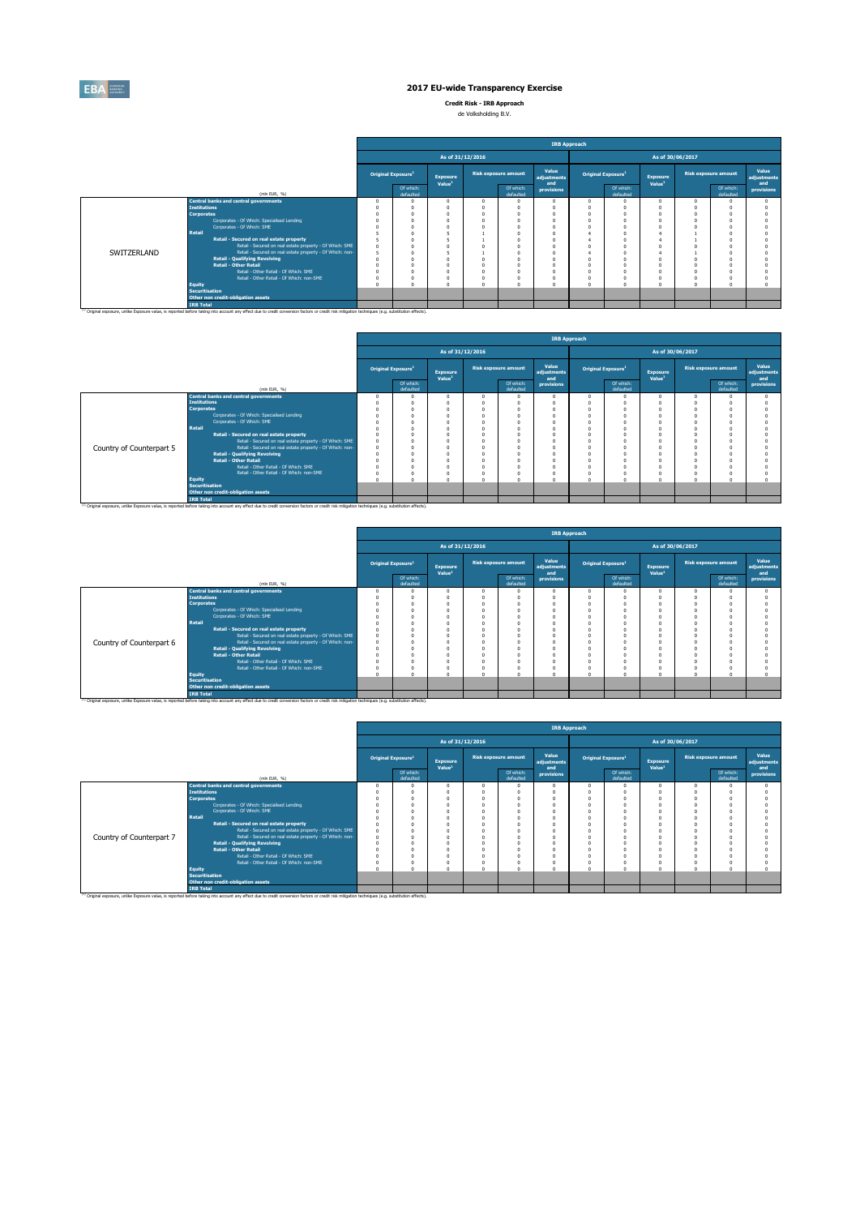## 2017 EU-wide Transparency Exercise

**Credit Risk - IRB Approach**

de Volksholding B.V.

| | | IRB Approach | | | | | | | | | |
|---|---|---|---|---|---|---|---|---|---|---|---|
| | | As of 31/12/2016 | | | | | As of 30/06/2017 | | | | |
| | | Original Exposure[1] | | Exposure Value[1] | Risk exposure amount | | Value adjustments and provisions | Original Exposure[1] | | Exposure Value[1] | Risk exposure amount | | Value adjustments and provisions |
| | (mln EUR, %) | | Of which: defaulted | | | Of which: defaulted | | | Of which: defaulted | | | Of which: defaulted | |
| SWITZERLAND | Central banks and central governments | 0 | 0 | 0 | 0 | 0 | 0 | 0 | 0 | 0 | 0 | 0 | 0 |
| | Institutions | 0 | 0 | 0 | 0 | 0 | 0 | 0 | 0 | 0 | 0 | 0 | 0 |
| | Corporates | 0 | 0 | 0 | 0 | 0 | 0 | 0 | 0 | 0 | 0 | 0 | 0 |
| | Corporates - Of Which: Specialised Lending | 0 | 0 | 0 | 0 | 0 | 0 | 0 | 0 | 0 | 0 | 0 | 0 |
| | Corporates - Of Which: SME | 0 | 0 | 0 | 0 | 0 | 0 | 0 | 0 | 0 | 0 | 0 | 0 |
| | Retail | 5 | 0 | 5 | 1 | 0 | 0 | 4 | 0 | 4 | 1 | 0 | 0 |
| | Retail - Secured on real estate property | 5 | 0 | 5 | 1 | 0 | 0 | 4 | 0 | 4 | 1 | 0 | 0 |
| | Retail - Secured on real estate property - Of Which: SME | 0 | 0 | 0 | 0 | 0 | 0 | 0 | 0 | 0 | 0 | 0 | 0 |
| | Retail - Secured on real estate property - Of Which: non-SME | 5 | 0 | 5 | 1 | 0 | 0 | 4 | 0 | 4 | 1 | 0 | 0 |
| | Retail - Qualifying Revolving | 0 | 0 | 0 | 0 | 0 | 0 | 0 | 0 | 0 | 0 | 0 | 0 |
| | Retail - Other Retail | 0 | 0 | 0 | 0 | 0 | 0 | 0 | 0 | 0 | 0 | 0 | 0 |
| | Retail - Other Retail - Of Which: SME | 0 | 0 | 0 | 0 | 0 | 0 | 0 | 0 | 0 | 0 | 0 | 0 |
| | Retail - Other Retail - Of Which: non-SME | 0 | 0 | 0 | 0 | 0 | 0 | 0 | 0 | 0 | 0 | 0 | 0 |
| | Equity | 0 | 0 | 0 | 0 | 0 | 0 | 0 | 0 | 0 | 0 | 0 | 0 |
| | Securitisation | | | | | | | | | | | | |
| | Other non credit-obligation assets | | | | | | | | | | | | |
| | IRB Total | | | | | | | | | | | | |

[1] Original exposure, unlike Exposure value, is reported before taking into account any effect due to credit conversion factors or credit risk mitigation techniques (e.g. substitution effects).

| | | IRB Approach | | | | | | | | | |
|---|---|---|---|---|---|---|---|---|---|---|---|
| | | As of 31/12/2016 | | | | | As of 30/06/2017 | | | | |
| | | Original Exposure[1] | | Exposure Value[1] | Risk exposure amount | | Value adjustments and provisions | Original Exposure[1] | | Exposure Value[1] | Risk exposure amount | | Value adjustments and provisions |
| | (mln EUR, %) | | Of which: defaulted | | | Of which: defaulted | | | Of which: defaulted | | | Of which: defaulted | |
| Country of Counterpart 5 | Central banks and central governments | 0 | 0 | 0 | 0 | 0 | 0 | 0 | 0 | 0 | 0 | 0 | 0 |
| | Institutions | 0 | 0 | 0 | 0 | 0 | 0 | 0 | 0 | 0 | 0 | 0 | 0 |
| | Corporates | 0 | 0 | 0 | 0 | 0 | 0 | 0 | 0 | 0 | 0 | 0 | 0 |
| | Corporates - Of Which: Specialised Lending | 0 | 0 | 0 | 0 | 0 | 0 | 0 | 0 | 0 | 0 | 0 | 0 |
| | Corporates - Of Which: SME | 0 | 0 | 0 | 0 | 0 | 0 | 0 | 0 | 0 | 0 | 0 | 0 |
| | Retail | 0 | 0 | 0 | 0 | 0 | 0 | 0 | 0 | 0 | 0 | 0 | 0 |
| | Retail - Secured on real estate property | 0 | 0 | 0 | 0 | 0 | 0 | 0 | 0 | 0 | 0 | 0 | 0 |
| | Retail - Secured on real estate property - Of Which: SME | 0 | 0 | 0 | 0 | 0 | 0 | 0 | 0 | 0 | 0 | 0 | 0 |
| | Retail - Secured on real estate property - Of Which: non-SME | 0 | 0 | 0 | 0 | 0 | 0 | 0 | 0 | 0 | 0 | 0 | 0 |
| | Retail - Qualifying Revolving | 0 | 0 | 0 | 0 | 0 | 0 | 0 | 0 | 0 | 0 | 0 | 0 |
| | Retail - Other Retail | 0 | 0 | 0 | 0 | 0 | 0 | 0 | 0 | 0 | 0 | 0 | 0 |
| | Retail - Other Retail - Of Which: SME | 0 | 0 | 0 | 0 | 0 | 0 | 0 | 0 | 0 | 0 | 0 | 0 |
| | Retail - Other Retail - Of Which: non-SME | 0 | 0 | 0 | 0 | 0 | 0 | 0 | 0 | 0 | 0 | 0 | 0 |
| | Equity | 0 | 0 | 0 | 0 | 0 | 0 | 0 | 0 | 0 | 0 | 0 | 0 |
| | Securitisation | | | | | | | | | | | | |
| | Other non credit-obligation assets | | | | | | | | | | | | |
| | IRB Total | | | | | | | | | | | | |

[1] Original exposure, unlike Exposure value, is reported before taking into account any effect due to credit conversion factors or credit risk mitigation techniques (e.g. substitution effects).

| | | IRB Approach | | | | | | | | | |
|---|---|---|---|---|---|---|---|---|---|---|---|
| | | As of 31/12/2016 | | | | | As of 30/06/2017 | | | | |
| | | Original Exposure[1] | | Exposure Value[1] | Risk exposure amount | | Value adjustments and provisions | Original Exposure[1] | | Exposure Value[1] | Risk exposure amount | | Value adjustments and provisions |
| | (mln EUR, %) | | Of which: defaulted | | | Of which: defaulted | | | Of which: defaulted | | | Of which: defaulted | |
| Country of Counterpart 6 | Central banks and central governments | 0 | 0 | 0 | 0 | 0 | 0 | 0 | 0 | 0 | 0 | 0 | 0 |
| | Institutions | 0 | 0 | 0 | 0 | 0 | 0 | 0 | 0 | 0 | 0 | 0 | 0 |
| | Corporates | 0 | 0 | 0 | 0 | 0 | 0 | 0 | 0 | 0 | 0 | 0 | 0 |
| | Corporates - Of Which: Specialised Lending | 0 | 0 | 0 | 0 | 0 | 0 | 0 | 0 | 0 | 0 | 0 | 0 |
| | Corporates - Of Which: SME | 0 | 0 | 0 | 0 | 0 | 0 | 0 | 0 | 0 | 0 | 0 | 0 |
| | Retail | 0 | 0 | 0 | 0 | 0 | 0 | 0 | 0 | 0 | 0 | 0 | 0 |
| | Retail - Secured on real estate property | 0 | 0 | 0 | 0 | 0 | 0 | 0 | 0 | 0 | 0 | 0 | 0 |
| | Retail - Secured on real estate property - Of Which: SME | 0 | 0 | 0 | 0 | 0 | 0 | 0 | 0 | 0 | 0 | 0 | 0 |
| | Retail - Secured on real estate property - Of Which: non-SME | 0 | 0 | 0 | 0 | 0 | 0 | 0 | 0 | 0 | 0 | 0 | 0 |
| | Retail - Qualifying Revolving | 0 | 0 | 0 | 0 | 0 | 0 | 0 | 0 | 0 | 0 | 0 | 0 |
| | Retail - Other Retail | 0 | 0 | 0 | 0 | 0 | 0 | 0 | 0 | 0 | 0 | 0 | 0 |
| | Retail - Other Retail - Of Which: SME | 0 | 0 | 0 | 0 | 0 | 0 | 0 | 0 | 0 | 0 | 0 | 0 |
| | Retail - Other Retail - Of Which: non-SME | 0 | 0 | 0 | 0 | 0 | 0 | 0 | 0 | 0 | 0 | 0 | 0 |
| | Equity | 0 | 0 | 0 | 0 | 0 | 0 | 0 | 0 | 0 | 0 | 0 | 0 |
| | Securitisation | | | | | | | | | | | | |
| | Other non credit-obligation assets | | | | | | | | | | | | |
| | IRB Total | | | | | | | | | | | | |

[1] Original exposure, unlike Exposure value, is reported before taking into account any effect due to credit conversion factors or credit risk mitigation techniques (e.g. substitution effects).

| | | IRB Approach | | | | | | | | | |
|---|---|---|---|---|---|---|---|---|---|---|---|
| | | As of 31/12/2016 | | | | | As of 30/06/2017 | | | | |
| | | Original Exposure[1] | | Exposure Value[1] | Risk exposure amount | | Value adjustments and provisions | Original Exposure[1] | | Exposure Value[1] | Risk exposure amount | | Value adjustments and provisions |
| | (mln EUR, %) | | Of which: defaulted | | | Of which: defaulted | | | Of which: defaulted | | | Of which: defaulted | |
| Country of Counterpart 7 | Central banks and central governments | 0 | 0 | 0 | 0 | 0 | 0 | 0 | 0 | 0 | 0 | 0 | 0 |
| | Institutions | 0 | 0 | 0 | 0 | 0 | 0 | 0 | 0 | 0 | 0 | 0 | 0 |
| | Corporates | 0 | 0 | 0 | 0 | 0 | 0 | 0 | 0 | 0 | 0 | 0 | 0 |
| | Corporates - Of Which: Specialised Lending | 0 | 0 | 0 | 0 | 0 | 0 | 0 | 0 | 0 | 0 | 0 | 0 |
| | Corporates - Of Which: SME | 0 | 0 | 0 | 0 | 0 | 0 | 0 | 0 | 0 | 0 | 0 | 0 |
| | Retail | 0 | 0 | 0 | 0 | 0 | 0 | 0 | 0 | 0 | 0 | 0 | 0 |
| | Retail - Secured on real estate property | 0 | 0 | 0 | 0 | 0 | 0 | 0 | 0 | 0 | 0 | 0 | 0 |
| | Retail - Secured on real estate property - Of Which: SME | 0 | 0 | 0 | 0 | 0 | 0 | 0 | 0 | 0 | 0 | 0 | 0 |
| | Retail - Secured on real estate property - Of Which: non-SME | 0 | 0 | 0 | 0 | 0 | 0 | 0 | 0 | 0 | 0 | 0 | 0 |
| | Retail - Qualifying Revolving | 0 | 0 | 0 | 0 | 0 | 0 | 0 | 0 | 0 | 0 | 0 | 0 |
| | Retail - Other Retail | 0 | 0 | 0 | 0 | 0 | 0 | 0 | 0 | 0 | 0 | 0 | 0 |
| | Retail - Other Retail - Of Which: SME | 0 | 0 | 0 | 0 | 0 | 0 | 0 | 0 | 0 | 0 | 0 | 0 |
| | Retail - Other Retail - Of Which: non-SME | 0 | 0 | 0 | 0 | 0 | 0 | 0 | 0 | 0 | 0 | 0 | 0 |
| | Equity | 0 | 0 | 0 | 0 | 0 | 0 | 0 | 0 | 0 | 0 | 0 | 0 |
| | Securitisation | | | | | | | | | | | | |
| | Other non credit-obligation assets | | | | | | | | | | | | |
| | IRB Total | | | | | | | | | | | | |

[1] Original exposure, unlike Exposure value, is reported before taking into account any effect due to credit conversion factors or credit risk mitigation techniques (e.g. substitution effects).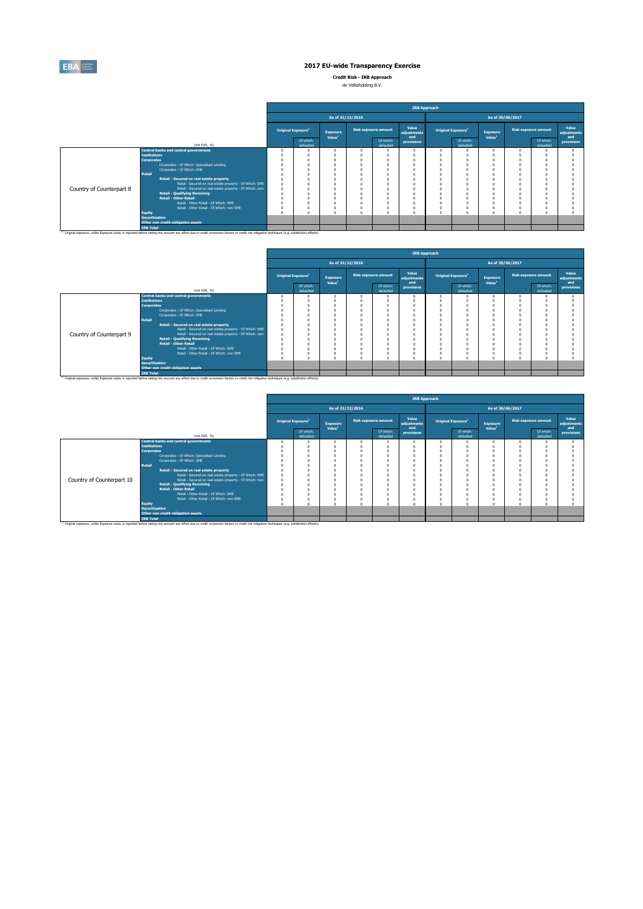# 2017 EU-wide Transparency Exercise

**Credit Risk - IRB Approach**

de Volksholding B.V.

| | | IRB Approach | | | | | | | | | | | |
|---|---|---|---|---|---|---|---|---|---|---|---|---|---|
| | | As of 31/12/2016 | | | | | | As of 30/06/2017 | | | | | |
| | | Original Exposure[1] | | Exposure Value[1] | Risk exposure amount | | Value adjustments and provisions | Original Exposure[1] | | Exposure Value[1] | Risk exposure amount | | Value adjustments and provisions |
| | (mln EUR, %) | | Of which: defaulted | | | Of which: defaulted | | | Of which: defaulted | | | Of which: defaulted | |
| Country of Counterpart 8 | Central banks and central governments | 0 | 0 | 0 | 0 | 0 | 0 | 0 | 0 | 0 | 0 | 0 | 0 |
| | Institutions | 0 | 0 | 0 | 0 | 0 | 0 | 0 | 0 | 0 | 0 | 0 | 0 |
| | Corporates | 0 | 0 | 0 | 0 | 0 | 0 | 0 | 0 | 0 | 0 | 0 | 0 |
| | Corporates - Of Which: Specialised Lending | 0 | 0 | 0 | 0 | 0 | 0 | 0 | 0 | 0 | 0 | 0 | 0 |
| | Corporates - Of Which: SME | 0 | 0 | 0 | 0 | 0 | 0 | 0 | 0 | 0 | 0 | 0 | 0 |
| | Retail | 0 | 0 | 0 | 0 | 0 | 0 | 0 | 0 | 0 | 0 | 0 | 0 |
| | Retail - Secured on real estate property | 0 | 0 | 0 | 0 | 0 | 0 | 0 | 0 | 0 | 0 | 0 | 0 |
| | Retail - Secured on real estate property - Of Which: SME | 0 | 0 | 0 | 0 | 0 | 0 | 0 | 0 | 0 | 0 | 0 | 0 |
| | Retail - Secured on real estate property - Of Which: non-SME | 0 | 0 | 0 | 0 | 0 | 0 | 0 | 0 | 0 | 0 | 0 | 0 |
| | Retail - Qualifying Revolving | 0 | 0 | 0 | 0 | 0 | 0 | 0 | 0 | 0 | 0 | 0 | 0 |
| | Retail - Other Retail | 0 | 0 | 0 | 0 | 0 | 0 | 0 | 0 | 0 | 0 | 0 | 0 |
| | Retail - Other Retail - Of Which: SME | 0 | 0 | 0 | 0 | 0 | 0 | 0 | 0 | 0 | 0 | 0 | 0 |
| | Retail - Other Retail - Of Which: non-SME | 0 | 0 | 0 | 0 | 0 | 0 | 0 | 0 | 0 | 0 | 0 | 0 |
| | Equity | 0 | 0 | 0 | 0 | 0 | 0 | 0 | 0 | 0 | 0 | 0 | 0 |
| | Securitisation | | | | | | | | | | | | |
| | Other non credit-obligation assets | | | | | | | | | | | | |
| | IRB Total | | | | | | | | | | | | |

[1] Original exposure, unlike Exposure value, is reported before taking into account any effect due to credit conversion factors or credit risk mitigation techniques (e.g. substitution effects).

| | | IRB Approach | | | | | | | | | | | |
|---|---|---|---|---|---|---|---|---|---|---|---|---|---|
| | | As of 31/12/2016 | | | | | | As of 30/06/2017 | | | | | |
| | | Original Exposure[1] | | Exposure Value[1] | Risk exposure amount | | Value adjustments and provisions | Original Exposure[1] | | Exposure Value[1] | Risk exposure amount | | Value adjustments and provisions |
| | (mln EUR, %) | | Of which: defaulted | | | Of which: defaulted | | | Of which: defaulted | | | Of which: defaulted | |
| Country of Counterpart 9 | Central banks and central governments | 0 | 0 | 0 | 0 | 0 | 0 | 0 | 0 | 0 | 0 | 0 | 0 |
| | Institutions | 0 | 0 | 0 | 0 | 0 | 0 | 0 | 0 | 0 | 0 | 0 | 0 |
| | Corporates | 0 | 0 | 0 | 0 | 0 | 0 | 0 | 0 | 0 | 0 | 0 | 0 |
| | Corporates - Of Which: Specialised Lending | 0 | 0 | 0 | 0 | 0 | 0 | 0 | 0 | 0 | 0 | 0 | 0 |
| | Corporates - Of Which: SME | 0 | 0 | 0 | 0 | 0 | 0 | 0 | 0 | 0 | 0 | 0 | 0 |
| | Retail | 0 | 0 | 0 | 0 | 0 | 0 | 0 | 0 | 0 | 0 | 0 | 0 |
| | Retail - Secured on real estate property | 0 | 0 | 0 | 0 | 0 | 0 | 0 | 0 | 0 | 0 | 0 | 0 |
| | Retail - Secured on real estate property - Of Which: SME | 0 | 0 | 0 | 0 | 0 | 0 | 0 | 0 | 0 | 0 | 0 | 0 |
| | Retail - Secured on real estate property - Of Which: non-SME | 0 | 0 | 0 | 0 | 0 | 0 | 0 | 0 | 0 | 0 | 0 | 0 |
| | Retail - Qualifying Revolving | 0 | 0 | 0 | 0 | 0 | 0 | 0 | 0 | 0 | 0 | 0 | 0 |
| | Retail - Other Retail | 0 | 0 | 0 | 0 | 0 | 0 | 0 | 0 | 0 | 0 | 0 | 0 |
| | Retail - Other Retail - Of Which: SME | 0 | 0 | 0 | 0 | 0 | 0 | 0 | 0 | 0 | 0 | 0 | 0 |
| | Retail - Other Retail - Of Which: non-SME | 0 | 0 | 0 | 0 | 0 | 0 | 0 | 0 | 0 | 0 | 0 | 0 |
| | Equity | 0 | 0 | 0 | 0 | 0 | 0 | 0 | 0 | 0 | 0 | 0 | 0 |
| | Securitisation | | | | | | | | | | | | |
| | Other non credit-obligation assets | | | | | | | | | | | | |
| | IRB Total | | | | | | | | | | | | |

[1] Original exposure, unlike Exposure value, is reported before taking into account any effect due to credit conversion factors or credit risk mitigation techniques (e.g. substitution effects).

| | | IRB Approach | | | | | | | | | | | |
|---|---|---|---|---|---|---|---|---|---|---|---|---|---|
| | | As of 31/12/2016 | | | | | | As of 30/06/2017 | | | | | |
| | | Original Exposure[1] | | Exposure Value[1] | Risk exposure amount | | Value adjustments and provisions | Original Exposure[1] | | Exposure Value[1] | Risk exposure amount | | Value adjustments and provisions |
| | (mln EUR, %) | | Of which: defaulted | | | Of which: defaulted | | | Of which: defaulted | | | Of which: defaulted | |
| Country of Counterpart 10 | Central banks and central governments | 0 | 0 | 0 | 0 | 0 | 0 | 0 | 0 | 0 | 0 | 0 | 0 |
| | Institutions | 0 | 0 | 0 | 0 | 0 | 0 | 0 | 0 | 0 | 0 | 0 | 0 |
| | Corporates | 0 | 0 | 0 | 0 | 0 | 0 | 0 | 0 | 0 | 0 | 0 | 0 |
| | Corporates - Of Which: Specialised Lending | 0 | 0 | 0 | 0 | 0 | 0 | 0 | 0 | 0 | 0 | 0 | 0 |
| | Corporates - Of Which: SME | 0 | 0 | 0 | 0 | 0 | 0 | 0 | 0 | 0 | 0 | 0 | 0 |
| | Retail | 0 | 0 | 0 | 0 | 0 | 0 | 0 | 0 | 0 | 0 | 0 | 0 |
| | Retail - Secured on real estate property | 0 | 0 | 0 | 0 | 0 | 0 | 0 | 0 | 0 | 0 | 0 | 0 |
| | Retail - Secured on real estate property - Of Which: SME | 0 | 0 | 0 | 0 | 0 | 0 | 0 | 0 | 0 | 0 | 0 | 0 |
| | Retail - Secured on real estate property - Of Which: non-SME | 0 | 0 | 0 | 0 | 0 | 0 | 0 | 0 | 0 | 0 | 0 | 0 |
| | Retail - Qualifying Revolving | 0 | 0 | 0 | 0 | 0 | 0 | 0 | 0 | 0 | 0 | 0 | 0 |
| | Retail - Other Retail | 0 | 0 | 0 | 0 | 0 | 0 | 0 | 0 | 0 | 0 | 0 | 0 |
| | Retail - Other Retail - Of Which: SME | 0 | 0 | 0 | 0 | 0 | 0 | 0 | 0 | 0 | 0 | 0 | 0 |
| | Retail - Other Retail - Of Which: non-SME | 0 | 0 | 0 | 0 | 0 | 0 | 0 | 0 | 0 | 0 | 0 | 0 |
| | Equity | 0 | 0 | 0 | 0 | 0 | 0 | 0 | 0 | 0 | 0 | 0 | 0 |
| | Securitisation | | | | | | | | | | | | |
| | Other non credit-obligation assets | | | | | | | | | | | | |
| | IRB Total | | | | | | | | | | | | |

[1] Original exposure, unlike Exposure value, is reported before taking into account any effect due to credit conversion factors or credit risk mitigation techniques (e.g. substitution effects).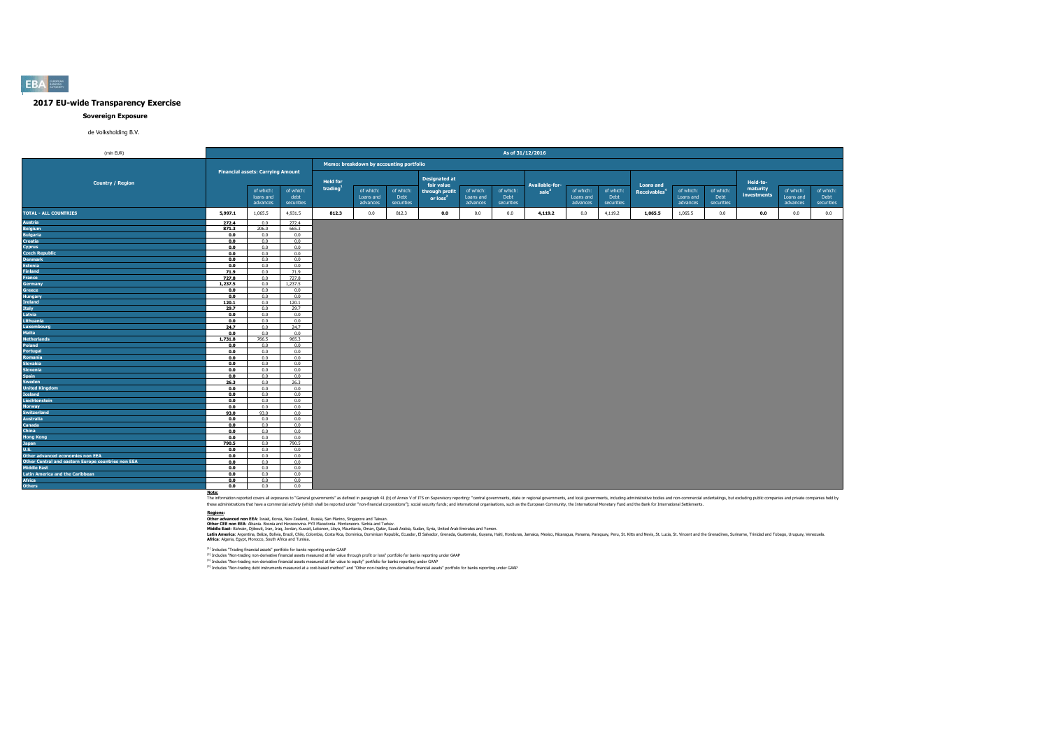# 2017 EU-wide Transparency Exercise

## Sovereign Exposure

de Volksholding B.V.

| (mln EUR) | As of 31/12/2016 | | | | | | | | | | | | | | | | | |
|---|---|---|---|---|---|---|---|---|---|---|---|---|---|---|---|---|---|---|
| | Financial assets: Carrying Amount | | | Memo: breakdown by accounting portfolio | | | | | | | | | | | | | | |
| Country / Region | | of which: loans and advances | of which: debt securities | Held for trading[1] | of which: Loans and advances | of which: Debt securities | Designated at fair value through profit or loss[2] | of which: Loans and advances | of which: Debt securities | Available-for-sale[3] | of which: Loans and advances | of which: Debt securities | Loans and Receivables[4] | of which: Loans and advances | of which: Debt securities | Held-to-maturity investments | of which: Loans and advances | of which: Debt securities |
| TOTAL - ALL COUNTRIES | 5,997.1 | 1,065.5 | 4,931.5 | 812.3 | 0.0 | 812.3 | 0.0 | 0.0 | 0.0 | 4,119.2 | 0.0 | 4,119.2 | 1,065.5 | 1,065.5 | 0.0 | 0.0 | 0.0 | 0.0 |
| Austria | 272.4 | 0.0 | 272.4 | | | | | | | | | | | | | | | |
| Belgium | 871.3 | 206.0 | 665.3 | | | | | | | | | | | | | | | |
| Bulgaria | 0.0 | 0.0 | 0.0 | | | | | | | | | | | | | | | |
| Croatia | 0.0 | 0.0 | 0.0 | | | | | | | | | | | | | | | |
| Cyprus | 0.0 | 0.0 | 0.0 | | | | | | | | | | | | | | | |
| Czech Republic | 0.0 | 0.0 | 0.0 | | | | | | | | | | | | | | | |
| Denmark | 0.0 | 0.0 | 0.0 | | | | | | | | | | | | | | | |
| Estonia | 0.0 | 0.0 | 0.0 | | | | | | | | | | | | | | | |
| Finland | 71.9 | 0.0 | 71.9 | | | | | | | | | | | | | | | |
| France | 727.8 | 0.0 | 727.8 | | | | | | | | | | | | | | | |
| Germany | 1,237.5 | 0.0 | 1,237.5 | | | | | | | | | | | | | | | |
| Greece | 0.0 | 0.0 | 0.0 | | | | | | | | | | | | | | | |
| Hungary | 0.0 | 0.0 | 0.0 | | | | | | | | | | | | | | | |
| Ireland | 120.1 | 0.0 | 120.1 | | | | | | | | | | | | | | | |
| Italy | 29.7 | 0.0 | 29.7 | | | | | | | | | | | | | | | |
| Latvia | 0.0 | 0.0 | 0.0 | | | | | | | | | | | | | | | |
| Lithuania | 0.0 | 0.0 | 0.0 | | | | | | | | | | | | | | | |
| Luxembourg | 24.7 | 0.0 | 24.7 | | | | | | | | | | | | | | | |
| Malta | 0.0 | 0.0 | 0.0 | | | | | | | | | | | | | | | |
| Netherlands | 1,731.8 | 766.5 | 965.3 | | | | | | | | | | | | | | | |
| Poland | 0.0 | 0.0 | 0.0 | | | | | | | | | | | | | | | |
| Portugal | 0.0 | 0.0 | 0.0 | | | | | | | | | | | | | | | |
| Romania | 0.0 | 0.0 | 0.0 | | | | | | | | | | | | | | | |
| Slovakia | 0.0 | 0.0 | 0.0 | | | | | | | | | | | | | | | |
| Slovenia | 0.0 | 0.0 | 0.0 | | | | | | | | | | | | | | | |
| Spain | 0.0 | 0.0 | 0.0 | | | | | | | | | | | | | | | |
| Sweden | 26.3 | 0.0 | 26.3 | | | | | | | | | | | | | | | |
| United Kingdom | 0.0 | 0.0 | 0.0 | | | | | | | | | | | | | | | |
| Iceland | 0.0 | 0.0 | 0.0 | | | | | | | | | | | | | | | |
| Liechtenstein | 0.0 | 0.0 | 0.0 | | | | | | | | | | | | | | | |
| Norway | 0.0 | 0.0 | 0.0 | | | | | | | | | | | | | | | |
| Switzerland | 93.0 | 93.0 | 0.0 | | | | | | | | | | | | | | | |
| Australia | 0.0 | 0.0 | 0.0 | | | | | | | | | | | | | | | |
| Canada | 0.0 | 0.0 | 0.0 | | | | | | | | | | | | | | | |
| China | 0.0 | 0.0 | 0.0 | | | | | | | | | | | | | | | |
| Hong Kong | 0.0 | 0.0 | 0.0 | | | | | | | | | | | | | | | |
| Japan | 790.5 | 0.0 | 790.5 | | | | | | | | | | | | | | | |
| U.S. | 0.0 | 0.0 | 0.0 | | | | | | | | | | | | | | | |
| Other advanced economies non EEA | 0.0 | 0.0 | 0.0 | | | | | | | | | | | | | | | |
| Other Central and eastern Europe countries non EEA | 0.0 | 0.0 | 0.0 | | | | | | | | | | | | | | | |
| Middle East | 0.0 | 0.0 | 0.0 | | | | | | | | | | | | | | | |
| Latin America and the Caribbean | 0.0 | 0.0 | 0.0 | | | | | | | | | | | | | | | |
| Africa | 0.0 | 0.0 | 0.0 | | | | | | | | | | | | | | | |
| Others | 0.0 | 0.0 | 0.0 | | | | | | | | | | | | | | | |

**Note:**

The information reported covers all exposures to "General governments" as defined in paragraph 41 (b) of Annex V of ITS on Supervisory reporting: "central governments, state or regional governments, and local governments, including administrative bodies and non-commercial undertakings, but excluding public companies and private companies held by these administrations that have a commercial activity (which shall be reported under "non-financial corporations"); social security funds; and international organisations, such as the European Community, the International Monetary Fund and the Bank for International Settlements.

**Regions:**

**Other advanced non EEA:** Israel, Korea, New Zealand, Russia, San Marino, Singapore and Taiwan.
**Other CEE non EEA:** Albania, Bosnia and Herzegovina, FYR Macedonia, Montenegro, Serbia and Turkey.
**Middle East:** Bahrain, Djibouti, Iran, Iraq, Jordan, Kuwait, Lebanon, Libya, Mauritania, Oman, Qatar, Saudi Arabia, Sudan, Syria, United Arab Emirates and Yemen.
**Latin America:** Argentina, Belize, Bolivia, Brazil, Chile, Colombia, Costa Rica, Dominica, Dominican Republic, Ecuador, El Salvador, Grenada, Guatemala, Guyana, Haiti, Honduras, Jamaica, Mexico, Nicaragua, Panama, Paraguay, Peru, St. Kitts and Nevis, St. Lucia, St. Vincent and the Grenadines, Suriname, Trinidad and Tobago, Uruguay, Venezuela.
**Africa:** Algeria, Egypt, Morocco, South Africa and Tunisia.

[1] Includes "Trading financial assets" portfolio for banks reporting under GAAP

[2] Includes "Non-trading non-derivative financial assets measured at fair value through profit or loss" portfolio for banks reporting under GAAP

[3] Includes "Non-trading non-derivative financial assets measured at fair value to equity" portfolio for banks reporting under GAAP

[4] Includes "Non-trading debt instruments measured at a cost-based method" and "Other non-trading non-derivative financial assets" portfolio for banks reporting under GAAP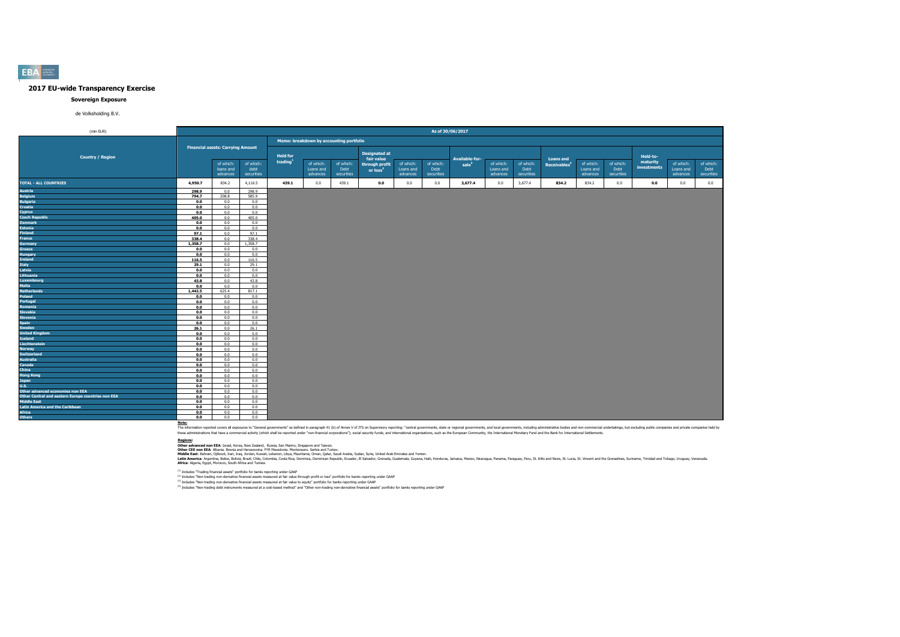# 2017 EU-wide Transparency Exercise

## Sovereign Exposure

de Volksholding B.V.

| (mln EUR) | As of 30/06/2017 | | | | | | | | | | | | | | | | | | |
|---|---|---|---|---|---|---|---|---|---|---|---|---|---|---|---|---|---|---|---|
| | | | | Memo: breakdown by accounting portfolio | | | | | | | | | | | | | | | |
| **Country / Region** | **Financial assets: Carrying Amount** | of which: loans and advances | of which: debt securities | **Held for trading[1]** | of which: Loans and advances | of which: Debt securities | **Designated at fair value through profit or loss[2]** | of which: Loans and advances | of which: Debt securities | **Available-for-sale[3]** | of which: Loans and advances | of which: Debt securities | **Loans and Receivables[4]** | of which: Loans and advances | of which: Debt securities | **Held-to-maturity investments** | of which: Loans and advances | of which: Debt securities |
| **TOTAL - ALL COUNTRIES** | **4,950.7** | 834.2 | 4,116.5 | **439.1** | 0.0 | 439.1 | **0.0** | 0.0 | 0.0 | **3,677.4** | 0.0 | 3,677.4 | **834.2** | 834.2 | 0.0 | **0.0** | 0.0 | 0.0 |
| **Austria** | **298.9** | 0.0 | 298.9 | | | | | | | | | | | | | | | |
| **Belgium** | **794.7** | 208.8 | 585.9 | | | | | | | | | | | | | | | |
| **Bulgaria** | **0.0** | 0.0 | 0.0 | | | | | | | | | | | | | | | |
| **Croatia** | **0.0** | 0.0 | 0.0 | | | | | | | | | | | | | | | |
| **Cyprus** | **0.0** | 0.0 | 0.0 | | | | | | | | | | | | | | | |
| **Czech Republic** | **405.0** | 0.0 | 405.0 | | | | | | | | | | | | | | | |
| **Denmark** | **0.0** | 0.0 | 0.0 | | | | | | | | | | | | | | | |
| **Estonia** | **0.0** | 0.0 | 0.0 | | | | | | | | | | | | | | | |
| **Finland** | **97.1** | 0.0 | 97.1 | | | | | | | | | | | | | | | |
| **France** | **338.4** | 0.0 | 338.4 | | | | | | | | | | | | | | | |
| **Germany** | **1,358.7** | 0.0 | 1,358.7 | | | | | | | | | | | | | | | |
| **Greece** | **0.0** | 0.0 | 0.0 | | | | | | | | | | | | | | | |
| **Hungary** | **0.0** | 0.0 | 0.0 | | | | | | | | | | | | | | | |
| **Ireland** | **116.5** | 0.0 | 116.5 | | | | | | | | | | | | | | | |
| **Italy** | **29.1** | 0.0 | 29.1 | | | | | | | | | | | | | | | |
| **Latvia** | **0.0** | 0.0 | 0.0 | | | | | | | | | | | | | | | |
| **Lithuania** | **0.0** | 0.0 | 0.0 | | | | | | | | | | | | | | | |
| **Luxembourg** | **43.8** | 0.0 | 43.8 | | | | | | | | | | | | | | | |
| **Malta** | **0.0** | 0.0 | 0.0 | | | | | | | | | | | | | | | |
| **Netherlands** | **1,442.5** | 625.4 | 817.1 | | | | | | | | | | | | | | | |
| **Poland** | **0.0** | 0.0 | 0.0 | | | | | | | | | | | | | | | |
| **Portugal** | **0.0** | 0.0 | 0.0 | | | | | | | | | | | | | | | |
| **Romania** | **0.0** | 0.0 | 0.0 | | | | | | | | | | | | | | | |
| **Slovakia** | **0.0** | 0.0 | 0.0 | | | | | | | | | | | | | | | |
| **Slovenia** | **0.0** | 0.0 | 0.0 | | | | | | | | | | | | | | | |
| **Spain** | **0.0** | 0.0 | 0.0 | | | | | | | | | | | | | | | |
| **Sweden** | **26.1** | 0.0 | 26.1 | | | | | | | | | | | | | | | |
| **United Kingdom** | **0.0** | 0.0 | 0.0 | | | | | | | | | | | | | | | |
| **Iceland** | **0.0** | 0.0 | 0.0 | | | | | | | | | | | | | | | |
| **Liechtenstein** | **0.0** | 0.0 | 0.0 | | | | | | | | | | | | | | | |
| **Norway** | **0.0** | 0.0 | 0.0 | | | | | | | | | | | | | | | |
| **Switzerland** | **0.0** | 0.0 | 0.0 | | | | | | | | | | | | | | | |
| **Australia** | **0.0** | 0.0 | 0.0 | | | | | | | | | | | | | | | |
| **Canada** | **0.0** | 0.0 | 0.0 | | | | | | | | | | | | | | | |
| **China** | **0.0** | 0.0 | 0.0 | | | | | | | | | | | | | | | |
| **Hong Kong** | **0.0** | 0.0 | 0.0 | | | | | | | | | | | | | | | |
| **Japan** | **0.0** | 0.0 | 0.0 | | | | | | | | | | | | | | | |
| **U.S.** | **0.0** | 0.0 | 0.0 | | | | | | | | | | | | | | | |
| **Other advanced economies non EEA** | **0.0** | 0.0 | 0.0 | | | | | | | | | | | | | | | |
| **Other Central and eastern Europe countries non EEA** | **0.0** | 0.0 | 0.0 | | | | | | | | | | | | | | | |
| **Middle East** | **0.0** | 0.0 | 0.0 | | | | | | | | | | | | | | | |
| **Latin America and the Caribbean** | **0.0** | 0.0 | 0.0 | | | | | | | | | | | | | | | |
| **Africa** | **0.0** | 0.0 | 0.0 | | | | | | | | | | | | | | | |
| **Others** | **0.0** | 0.0 | 0.0 | | | | | | | | | | | | | | | |

**Note:**
The information reported covers all exposures to "General governments" as defined in paragraph 41 (b) of Annex V of ITS on Supervisory reporting: "central governments, state or regional governments, and local governments, including administrative bodies and non-commercial undertakings, but excluding public companies and private companies held by these administrations that have a commercial activity (which shall be reported under "non-financial corporations"); social security funds; and international organisations, such as the European Community, the International Monetary Fund and the Bank for International Settlements.

**Regions:**
**Other advanced non EEA:** Israel, Korea, New Zealand, Russia, San Marino, Singapore and Taiwan.
**Other CEE non EEA:** Albania, Bosnia and Herzegovina, FYR Macedonia, Montenegro, Serbia and Turkey.
**Middle East:** Bahrain, Djibouti, Iran, Iraq, Jordan, Kuwait, Lebanon, Libya, Mauritania, Oman, Qatar, Saudi Arabia, Sudan, Syria, United Arab Emirates and Yemen.
**Latin America:** Argentina, Belize, Bolivia, Brazil, Chile, Colombia, Costa Rica, Dominica, Dominican Republic, Ecuador, El Salvador, Grenada, Guatemala, Guyana, Haiti, Honduras, Jamaica, Mexico, Nicaragua, Panama, Paraguay, Peru, St. Kitts and Nevis, St. Lucia, St. Vincent and the Grenadines, Suriname, Trinidad and Tobago, Uruguay, Venezuela.
**Africa:** Algeria, Egypt, Morocco, South Africa and Tunisia.

[1] Includes "Trading financial assets" portfolio for banks reporting under GAAP
[2] Includes "Non-trading non-derivative financial assets measured at fair value through profit or loss" portfolio for banks reporting under GAAP
[3] Includes "Non-trading non-derivative financial assets measured at fair value to equity" portfolio for banks reporting under GAAP
[4] Includes "Non-trading debt instruments measured at a cost-based method" and "Other non-trading non-derivative financial assets" portfolio for banks reporting under GAAP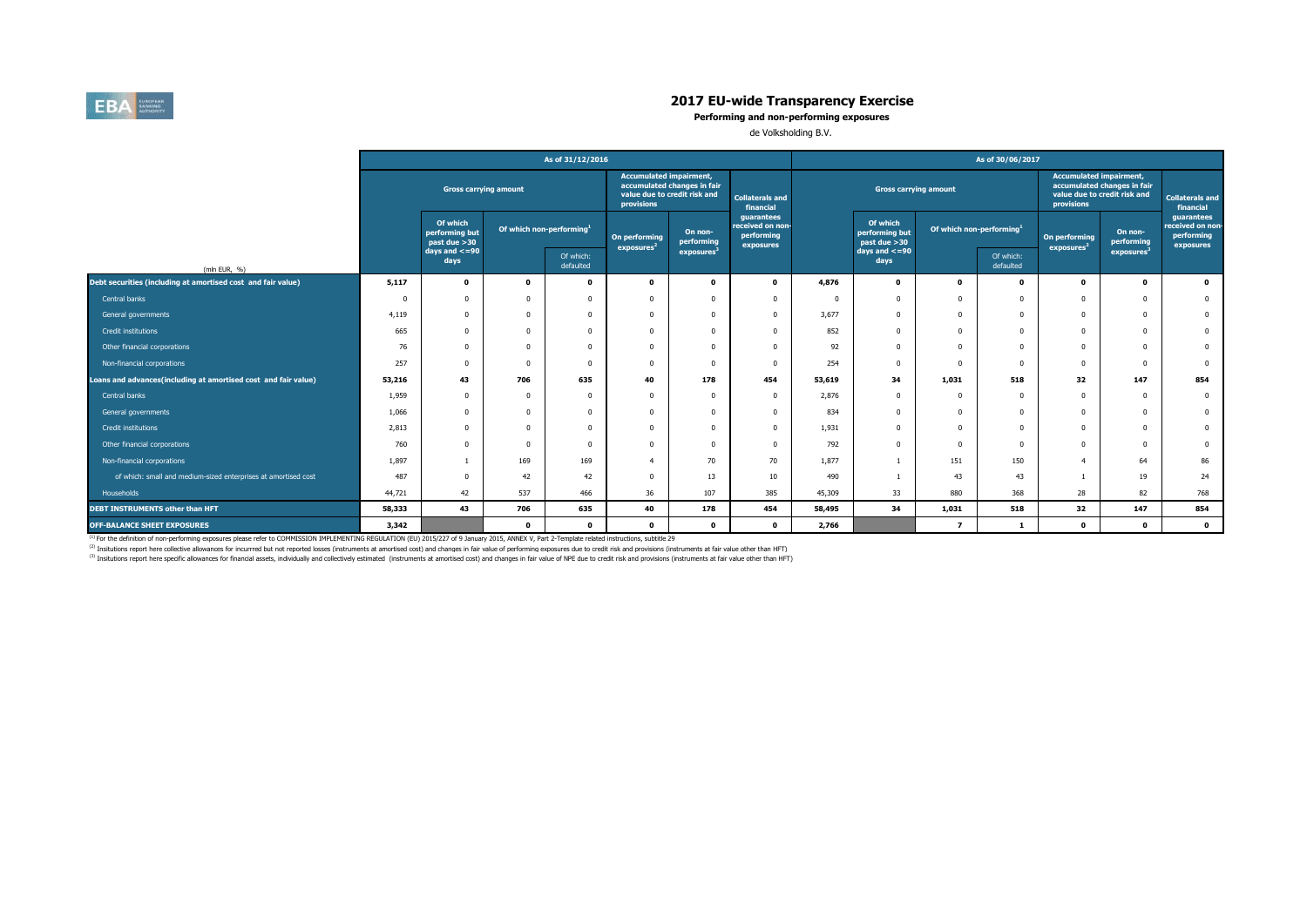# 2017 EU-wide Transparency Exercise

**Performing and non-performing exposures**

de Volksholding B.V.

| (mln EUR, %) | As of 31/12/2016 | | | | | | | As of 30/06/2017 | | | | | | |
|---|---|---|---|---|---|---|---|---|---|---|---|---|---|---|
| | Gross carrying amount | | | | Accumulated impairment, accumulated changes in fair value due to credit risk and provisions | | Collaterals and financial guarantees received on non-performing exposures | Gross carrying amount | | | | Accumulated impairment, accumulated changes in fair value due to credit risk and provisions | | Collaterals and financial guarantees received on non-performing exposures |
| | | Of which performing but past due >30 days and <=90 days | Of which non-performing[1] | | On performing exposures[2] | On non-performing exposures[3] | | | Of which performing but past due >30 days and <=90 days | Of which non-performing[1] | | On performing exposures[2] | On non-performing exposures[3] | |
| | | | | Of which: defaulted | | | | | | | Of which: defaulted | | | |
| **Debt securities (including at amortised cost and fair value)** | **5,117** | **0** | **0** | **0** | **0** | **0** | **0** | **4,876** | **0** | **0** | **0** | **0** | **0** | **0** |
| Central banks | 0 | 0 | 0 | 0 | 0 | 0 | 0 | 0 | 0 | 0 | 0 | 0 | 0 | 0 |
| General governments | 4,119 | 0 | 0 | 0 | 0 | 0 | 0 | 3,677 | 0 | 0 | 0 | 0 | 0 | 0 |
| Credit institutions | 665 | 0 | 0 | 0 | 0 | 0 | 0 | 852 | 0 | 0 | 0 | 0 | 0 | 0 |
| Other financial corporations | 76 | 0 | 0 | 0 | 0 | 0 | 0 | 92 | 0 | 0 | 0 | 0 | 0 | 0 |
| Non-financial corporations | 257 | 0 | 0 | 0 | 0 | 0 | 0 | 254 | 0 | 0 | 0 | 0 | 0 | 0 |
| **Loans and advances(including at amortised cost and fair value)** | **53,216** | **43** | **706** | **635** | **40** | **178** | **454** | **53,619** | **34** | **1,031** | **518** | **32** | **147** | **854** |
| Central banks | 1,959 | 0 | 0 | 0 | 0 | 0 | 0 | 2,876 | 0 | 0 | 0 | 0 | 0 | 0 |
| General governments | 1,066 | 0 | 0 | 0 | 0 | 0 | 0 | 834 | 0 | 0 | 0 | 0 | 0 | 0 |
| Credit institutions | 2,813 | 0 | 0 | 0 | 0 | 0 | 0 | 1,931 | 0 | 0 | 0 | 0 | 0 | 0 |
| Other financial corporations | 760 | 0 | 0 | 0 | 0 | 0 | 0 | 792 | 0 | 0 | 0 | 0 | 0 | 0 |
| Non-financial corporations | 1,897 | 1 | 169 | 169 | 4 | 70 | 70 | 1,877 | 1 | 151 | 150 | 4 | 64 | 86 |
| of which: small and medium-sized enterprises at amortised cost | 487 | 0 | 42 | 42 | 0 | 13 | 10 | 490 | 1 | 43 | 43 | 1 | 19 | 24 |
| Households | 44,721 | 42 | 537 | 466 | 36 | 107 | 385 | 45,309 | 33 | 880 | 368 | 28 | 82 | 768 |
| **DEBT INSTRUMENTS other than HFT** | **58,333** | **43** | **706** | **635** | **40** | **178** | **454** | **58,495** | **34** | **1,031** | **518** | **32** | **147** | **854** |
| **OFF-BALANCE SHEET EXPOSURES** | **3,342** | | **0** | **0** | **0** | **0** | **0** | **2,766** | | **7** | **1** | **0** | **0** | **0** |

[1] For the definition of non-performing exposures please refer to COMMISSION IMPLEMENTING REGULATION (EU) 2015/227 of 9 January 2015, ANNEX V, Part 2-Template related instructions, subtitle 29

[2] Insitutions report here collective allowances for incurrred but not reported losses (instruments at amortised cost) and changes in fair value of performing exposures due to credit risk and provisions (instruments at fair value other than HFT)

[3] Insitutions report here specific allowances for financial assets, individually and collectively estimated (instruments at amortised cost) and changes in fair value of NPE due to credit risk and provisions (instruments at fair value other than HFT)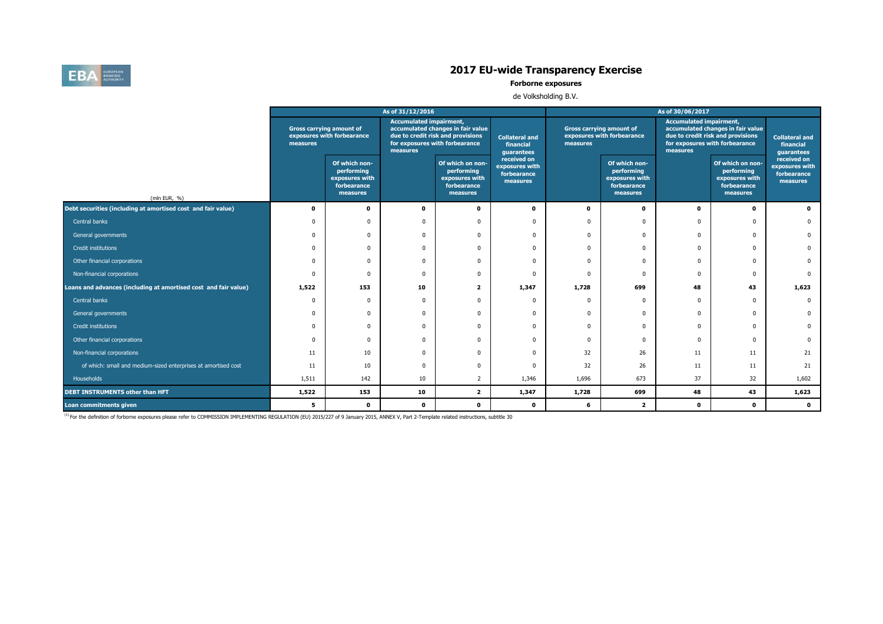# 2017 EU-wide Transparency Exercise

## Forborne exposures

de Volksholding B.V.

| (mln EUR, %) | As of 31/12/2016 | | | | | As of 30/06/2017 | | | | |
|---|---|---|---|---|---|---|---|---|---|---|
| | Gross carrying amount of exposures with forbearance measures | | Accumulated impairment, accumulated changes in fair value due to credit risk and provisions for exposures with forbearance measures | | Collateral and financial guarantees received on exposures with forbearance measures | Gross carrying amount of exposures with forbearance measures | | Accumulated impairment, accumulated changes in fair value due to credit risk and provisions for exposures with forbearance measures | | Collateral and financial guarantees received on exposures with forbearance measures |
| | | Of which non-performing exposures with forbearance measures | | Of which on non-performing exposures with forbearance measures | | | Of which non-performing exposures with forbearance measures | | Of which on non-performing exposures with forbearance measures | |
| **Debt securities (including at amortised cost and fair value)** | **0** | **0** | **0** | **0** | **0** | **0** | **0** | **0** | **0** | **0** |
| Central banks | 0 | 0 | 0 | 0 | 0 | 0 | 0 | 0 | 0 | 0 |
| General governments | 0 | 0 | 0 | 0 | 0 | 0 | 0 | 0 | 0 | 0 |
| Credit institutions | 0 | 0 | 0 | 0 | 0 | 0 | 0 | 0 | 0 | 0 |
| Other financial corporations | 0 | 0 | 0 | 0 | 0 | 0 | 0 | 0 | 0 | 0 |
| Non-financial corporations | 0 | 0 | 0 | 0 | 0 | 0 | 0 | 0 | 0 | 0 |
| **Loans and advances (including at amortised cost and fair value)** | **1,522** | **153** | **10** | **2** | **1,347** | **1,728** | **699** | **48** | **43** | **1,623** |
| Central banks | 0 | 0 | 0 | 0 | 0 | 0 | 0 | 0 | 0 | 0 |
| General governments | 0 | 0 | 0 | 0 | 0 | 0 | 0 | 0 | 0 | 0 |
| Credit institutions | 0 | 0 | 0 | 0 | 0 | 0 | 0 | 0 | 0 | 0 |
| Other financial corporations | 0 | 0 | 0 | 0 | 0 | 0 | 0 | 0 | 0 | 0 |
| Non-financial corporations | 11 | 10 | 0 | 0 | 0 | 32 | 26 | 11 | 11 | 21 |
| of which: small and medium-sized enterprises at amortised cost | 11 | 10 | 0 | 0 | 0 | 32 | 26 | 11 | 11 | 21 |
| Households | 1,511 | 142 | 10 | 2 | 1,346 | 1,696 | 673 | 37 | 32 | 1,602 |
| **DEBT INSTRUMENTS other than HFT** | **1,522** | **153** | **10** | **2** | **1,347** | **1,728** | **699** | **48** | **43** | **1,623** |
| **Loan commitments given** | **5** | **0** | **0** | **0** | **0** | **6** | **2** | **0** | **0** | **0** |

[1] For the definition of forborne exposures please refer to COMMISSION IMPLEMENTING REGULATION (EU) 2015/227 of 9 January 2015, ANNEX V, Part 2-Template related instructions, subtitle 30